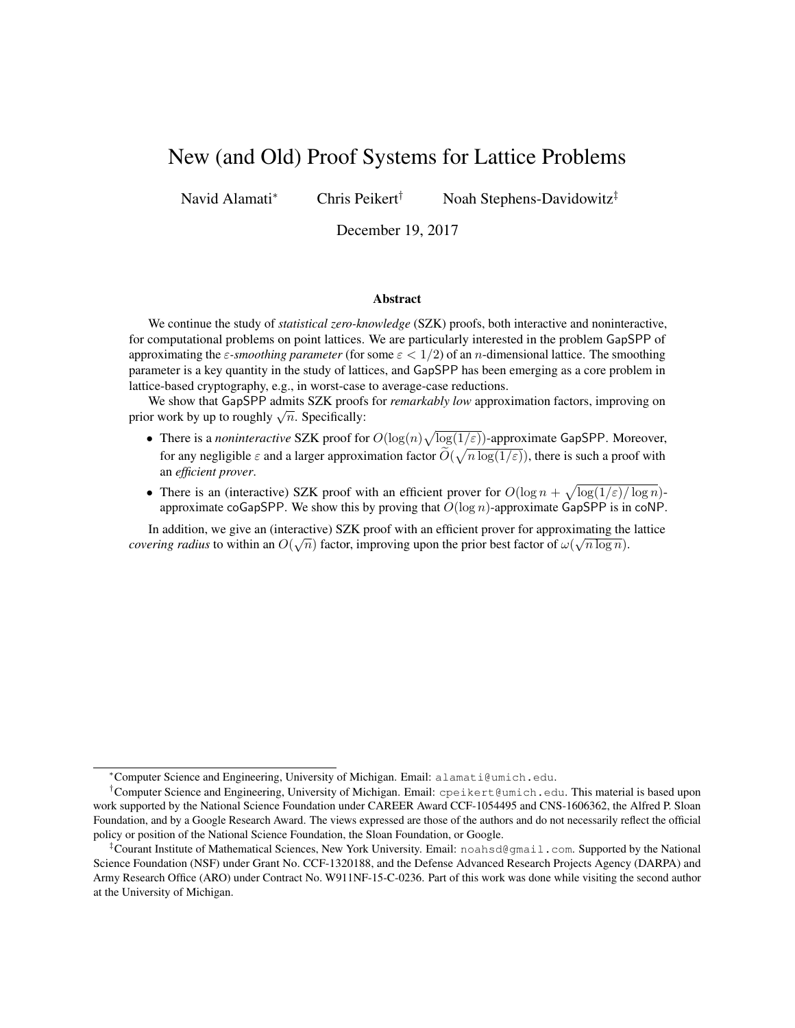# New (and Old) Proof Systems for Lattice Problems

Navid Alamati[*] Chris Peikert[†] Noah Stephens-Davidowitz[‡]

December 19, 2017

## Abstract

We continue the study of *statistical zero-knowledge* (SZK) proofs, both interactive and noninteractive, for computational problems on point lattices. We are particularly interested in the problem GapSPP of approximating the $\varepsilon$-*smoothing parameter* (for some $\varepsilon < 1/2$) of an $n$-dimensional lattice. The smoothing parameter is a key quantity in the study of lattices, and GapSPP has been emerging as a core problem in lattice-based cryptography, e.g., in worst-case to average-case reductions.

We show that GapSPP admits SZK proofs for *remarkably low* approximation factors, improving on prior work by up to roughly $\sqrt{n}$. Specifically:

- There is a *noninteractive* SZK proof for $O(\log(n)\sqrt{\log(1/\varepsilon)})$-approximate GapSPP. Moreover, for any negligible $\varepsilon$ and a larger approximation factor $\widetilde{O}(\sqrt{n \log(1/\varepsilon)})$, there is such a proof with an *efficient prover*.
- There is an (interactive) SZK proof with an efficient prover for $O(\log n + \sqrt{\log(1/\varepsilon)/\log n})$-approximate coGapSPP. We show this by proving that $O(\log n)$-approximate GapSPP is in coNP.

In addition, we give an (interactive) SZK proof with an efficient prover for approximating the lattice *covering radius* to within an $O(\sqrt{n})$ factor, improving upon the prior best factor of $\omega(\sqrt{n \log n})$.

---

[*] Computer Science and Engineering, University of Michigan. Email: alamati@umich.edu.

[†] Computer Science and Engineering, University of Michigan. Email: cpeikert@umich.edu. This material is based upon work supported by the National Science Foundation under CAREER Award CCF-1054495 and CNS-1606362, the Alfred P. Sloan Foundation, and by a Google Research Award. The views expressed are those of the authors and do not necessarily reflect the official policy or position of the National Science Foundation, the Sloan Foundation, or Google.

[‡] Courant Institute of Mathematical Sciences, New York University. Email: noahsd@gmail.com. Supported by the National Science Foundation (NSF) under Grant No. CCF-1320188, and the Defense Advanced Research Projects Agency (DARPA) and Army Research Office (ARO) under Contract No. W911NF-15-C-0236. Part of this work was done while visiting the second author at the University of Michigan.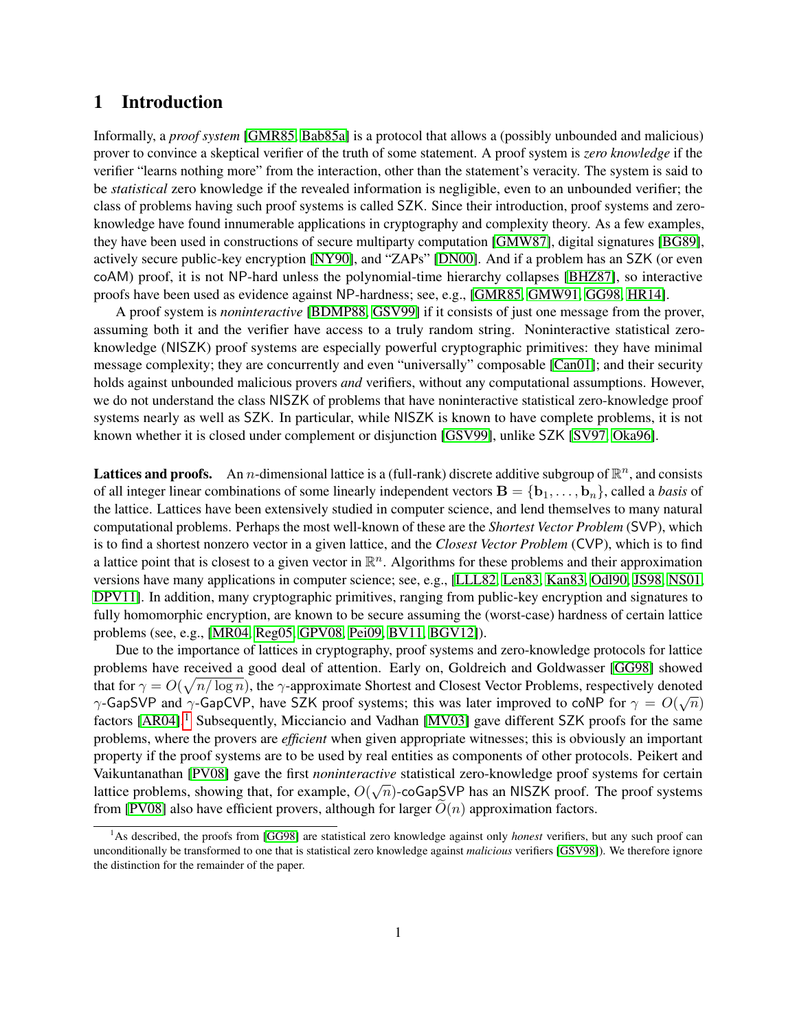# 1 Introduction

Informally, a *proof system* [GMR85, Bab85a] is a protocol that allows a (possibly unbounded and malicious) prover to convince a skeptical verifier of the truth of some statement. A proof system is *zero knowledge* if the verifier "learns nothing more" from the interaction, other than the statement's veracity. The system is said to be *statistical* zero knowledge if the revealed information is negligible, even to an unbounded verifier; the class of problems having such proof systems is called SZK. Since their introduction, proof systems and zero-knowledge have found innumerable applications in cryptography and complexity theory. As a few examples, they have been used in constructions of secure multiparty computation [GMW87], digital signatures [BG89], actively secure public-key encryption [NY90], and "ZAPs" [DN00]. And if a problem has an SZK (or even coAM) proof, it is not NP-hard unless the polynomial-time hierarchy collapses [BHZ87], so interactive proofs have been used as evidence against NP-hardness; see, e.g., [GMR85, GMW91, GG98, HR14].

A proof system is *noninteractive* [BDMP88, GSV99] if it consists of just one message from the prover, assuming both it and the verifier have access to a truly random string. Noninteractive statistical zero-knowledge (NISZK) proof systems are especially powerful cryptographic primitives: they have minimal message complexity; they are concurrently and even "universally" composable [Can01]; and their security holds against unbounded malicious provers *and* verifiers, without any computational assumptions. However, we do not understand the class NISZK of problems that have noninteractive statistical zero-knowledge proof systems nearly as well as SZK. In particular, while NISZK is known to have complete problems, it is not known whether it is closed under complement or disjunction [GSV99], unlike SZK [SV97, Oka96].

**Lattices and proofs.** An $n$-dimensional lattice is a (full-rank) discrete additive subgroup of $\mathbb{R}^n$, and consists of all integer linear combinations of some linearly independent vectors $\mathbf{B} = \{\mathbf{b}_1, \ldots, \mathbf{b}_n\}$, called a *basis* of the lattice. Lattices have been extensively studied in computer science, and lend themselves to many natural computational problems. Perhaps the most well-known of these are the *Shortest Vector Problem* (SVP), which is to find a shortest nonzero vector in a given lattice, and the *Closest Vector Problem* (CVP), which is to find a lattice point that is closest to a given vector in $\mathbb{R}^n$. Algorithms for these problems and their approximation versions have many applications in computer science; see, e.g., [LLL82, Len83, Kan83, Odl90, JS98, NS01, DPV11]. In addition, many cryptographic primitives, ranging from public-key encryption and signatures to fully homomorphic encryption, are known to be secure assuming the (worst-case) hardness of certain lattice problems (see, e.g., [MR04, Reg05, GPV08, Pei09, BV11, BGV12]).

Due to the importance of lattices in cryptography, proof systems and zero-knowledge protocols for lattice problems have received a good deal of attention. Early on, Goldreich and Goldwasser [GG98] showed that for $\gamma = O(\sqrt{n/\log n})$, the $\gamma$-approximate Shortest and Closest Vector Problems, respectively denoted $\gamma$-GapSVP and $\gamma$-GapCVP, have SZK proof systems; this was later improved to coNP for $\gamma = O(\sqrt{n})$ factors [AR04].[1] Subsequently, Micciancio and Vadhan [MV03] gave different SZK proofs for the same problems, where the provers are *efficient* when given appropriate witnesses; this is obviously an important property if the proof systems are to be used by real entities as components of other protocols. Peikert and Vaikuntanathan [PV08] gave the first *noninteractive* statistical zero-knowledge proof systems for certain lattice problems, showing that, for example, $O(\sqrt{n})$-coGapSVP has an NISZK proof. The proof systems from [PV08] also have efficient provers, although for larger $\widetilde{O}(n)$ approximation factors.

[1] As described, the proofs from [GG98] are statistical zero knowledge against only *honest* verifiers, but any such proof can unconditionally be transformed to one that is statistical zero knowledge against *malicious* verifiers [GSV98]. We therefore ignore the distinction for the remainder of the paper.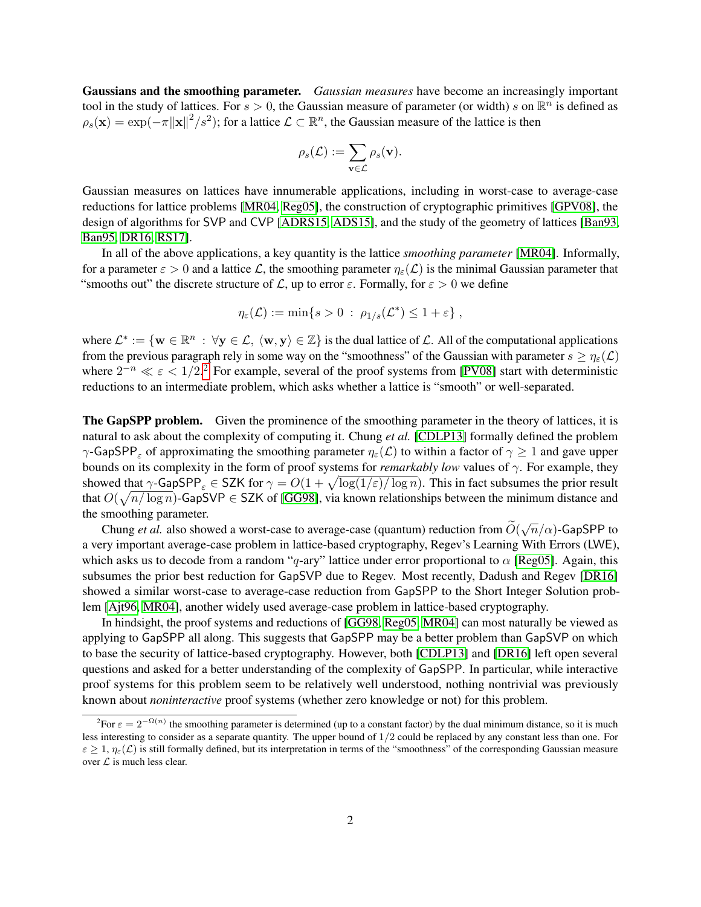**Gaussians and the smoothing parameter.** *Gaussian measures* have become an increasingly important tool in the study of lattices. For $s > 0$, the Gaussian measure of parameter (or width) $s$ on $\mathbb{R}^n$ is defined as $\rho_s(\mathbf{x}) = \exp(-\pi\|\mathbf{x}\|^2/s^2)$; for a lattice $\mathcal{L} \subset \mathbb{R}^n$, the Gaussian measure of the lattice is then

$$\rho_s(\mathcal{L}) := \sum_{\mathbf{v}\in\mathcal{L}} \rho_s(\mathbf{v}).$$

Gaussian measures on lattices have innumerable applications, including in worst-case to average-case reductions for lattice problems [MR04, Reg05], the construction of cryptographic primitives [GPV08], the design of algorithms for SVP and CVP [ADRS15, ADS15], and the study of the geometry of lattices [Ban93, Ban95, DR16, RS17].

In all of the above applications, a key quantity is the lattice *smoothing parameter* [MR04]. Informally, for a parameter $\varepsilon > 0$ and a lattice $\mathcal{L}$, the smoothing parameter $\eta_\varepsilon(\mathcal{L})$ is the minimal Gaussian parameter that "smooths out" the discrete structure of $\mathcal{L}$, up to error $\varepsilon$. Formally, for $\varepsilon > 0$ we define

$$\eta_\varepsilon(\mathcal{L}) := \min\{s > 0 \;:\; \rho_{1/s}(\mathcal{L}^*) \le 1 + \varepsilon\} ,$$

where $\mathcal{L}^* := \{\mathbf{w} \in \mathbb{R}^n \;:\; \forall \mathbf{y} \in \mathcal{L},\ \langle \mathbf{w}, \mathbf{y}\rangle \in \mathbb{Z}\}$ is the dual lattice of $\mathcal{L}$. All of the computational applications from the previous paragraph rely in some way on the "smoothness" of the Gaussian with parameter $s \ge \eta_\varepsilon(\mathcal{L})$ where $2^{-n} \ll \varepsilon < 1/2$.[2] For example, several of the proof systems from [PV08] start with deterministic reductions to an intermediate problem, which asks whether a lattice is "smooth" or well-separated.

**The GapSPP problem.** Given the prominence of the smoothing parameter in the theory of lattices, it is natural to ask about the complexity of computing it. Chung *et al.* [CDLP13] formally defined the problem $\gamma$-$\mathsf{GapSPP}_\varepsilon$ of approximating the smoothing parameter $\eta_\varepsilon(\mathcal{L})$ to within a factor of $\gamma \ge 1$ and gave upper bounds on its complexity in the form of proof systems for *remarkably low* values of $\gamma$. For example, they showed that $\gamma$-$\mathsf{GapSPP}_\varepsilon \in \mathsf{SZK}$ for $\gamma = O(1 + \sqrt{\log(1/\varepsilon)/\log n})$. This in fact subsumes the prior result that $O(\sqrt{n/\log n})$-GapSVP $\in$ SZK of [GG98], via known relationships between the minimum distance and the smoothing parameter.

Chung *et al.* also showed a worst-case to average-case (quantum) reduction from $\widetilde{O}(\sqrt{n}/\alpha)$-GapSPP to a very important average-case problem in lattice-based cryptography, Regev's Learning With Errors (LWE), which asks us to decode from a random "$q$-ary" lattice under error proportional to $\alpha$ [Reg05]. Again, this subsumes the prior best reduction for GapSVP due to Regev. Most recently, Dadush and Regev [DR16] showed a similar worst-case to average-case reduction from GapSPP to the Short Integer Solution problem [Ajt96, MR04], another widely used average-case problem in lattice-based cryptography.

In hindsight, the proof systems and reductions of [GG98, Reg05, MR04] can most naturally be viewed as applying to GapSPP all along. This suggests that GapSPP may be a better problem than GapSVP on which to base the security of lattice-based cryptography. However, both [CDLP13] and [DR16] left open several questions and asked for a better understanding of the complexity of GapSPP. In particular, while interactive proof systems for this problem seem to be relatively well understood, nothing nontrivial was previously known about *noninteractive* proof systems (whether zero knowledge or not) for this problem.

[2] For $\varepsilon = 2^{-\Omega(n)}$ the smoothing parameter is determined (up to a constant factor) by the dual minimum distance, so it is much less interesting to consider as a separate quantity. The upper bound of $1/2$ could be replaced by any constant less than one. For $\varepsilon \ge 1$, $\eta_\varepsilon(\mathcal{L})$ is still formally defined, but its interpretation in terms of the "smoothness" of the corresponding Gaussian measure over $\mathcal{L}$ is much less clear.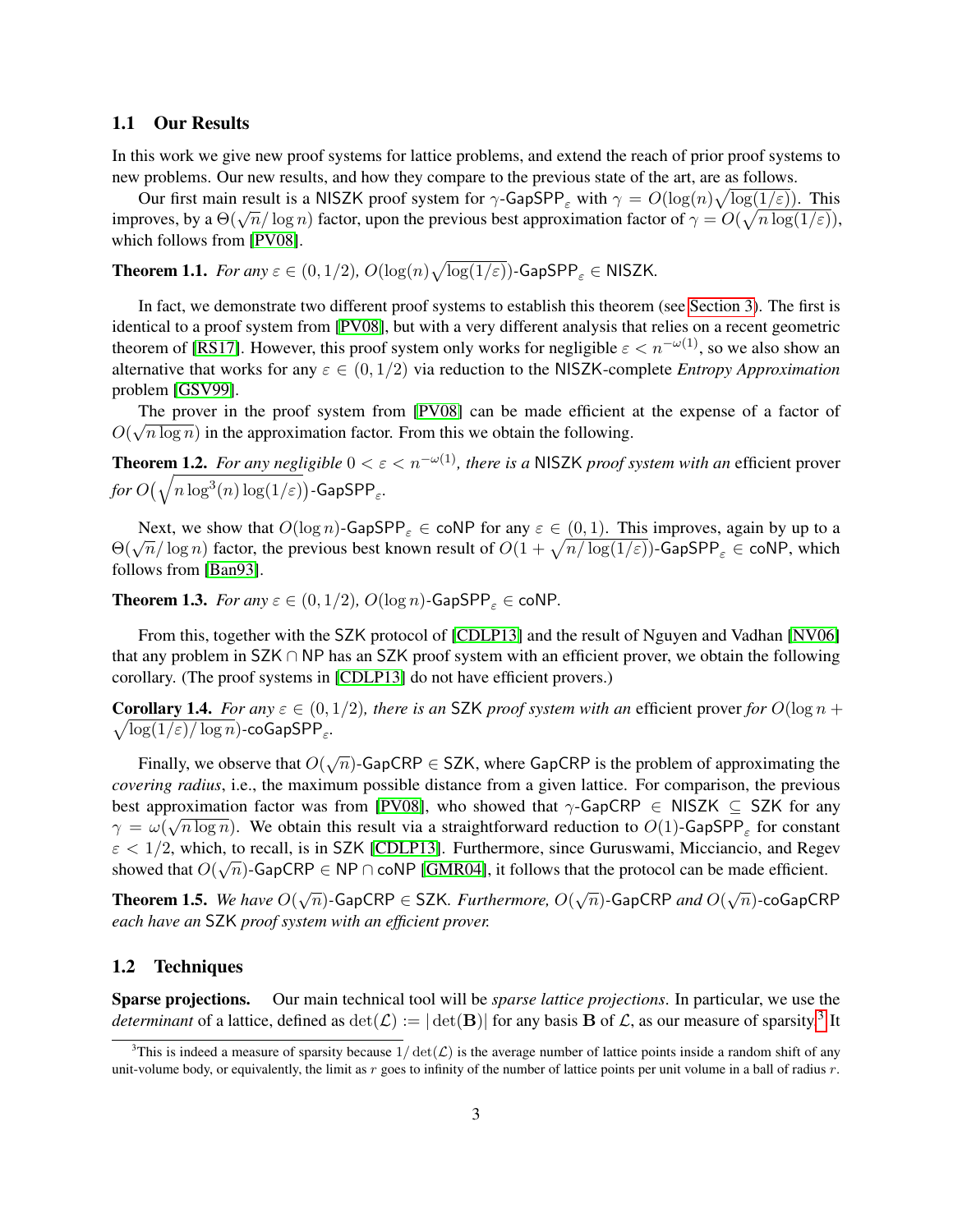### 1.1 Our Results

In this work we give new proof systems for lattice problems, and extend the reach of prior proof systems to new problems. Our new results, and how they compare to the previous state of the art, are as follows.

Our first main result is a NISZK proof system for $\gamma$-$\mathsf{GapSPP}_\varepsilon$ with $\gamma = O(\log(n)\sqrt{\log(1/\varepsilon)})$. This improves, by a $\Theta(\sqrt{n}/\log n)$ factor, upon the previous best approximation factor of $\gamma = O(\sqrt{n\log(1/\varepsilon)})$, which follows from [PV08].

**Theorem 1.1.** *For any $\varepsilon \in (0, 1/2)$, $O(\log(n)\sqrt{\log(1/\varepsilon)})$-$\mathsf{GapSPP}_\varepsilon \in \mathsf{NISZK}$.*

In fact, we demonstrate two different proof systems to establish this theorem (see Section 3). The first is identical to a proof system from [PV08], but with a very different analysis that relies on a recent geometric theorem of [RS17]. However, this proof system only works for negligible $\varepsilon < n^{-\omega(1)}$, so we also show an alternative that works for any $\varepsilon \in (0, 1/2)$ via reduction to the NISZK-complete *Entropy Approximation* problem [GSV99].

The prover in the proof system from [PV08] can be made efficient at the expense of a factor of $O(\sqrt{n\log n})$ in the approximation factor. From this we obtain the following.

**Theorem 1.2.** *For any negligible $0 < \varepsilon < n^{-\omega(1)}$, there is a* NISZK *proof system with an* efficient prover *for $O\big(\sqrt{n\log^3(n)\log(1/\varepsilon)}\big)$-$\mathsf{GapSPP}_\varepsilon$.*

Next, we show that $O(\log n)$-$\mathsf{GapSPP}_\varepsilon \in \mathsf{coNP}$ for any $\varepsilon \in (0, 1)$. This improves, again by up to a $\Theta(\sqrt{n}/\log n)$ factor, the previous best known result of $O(1 + \sqrt{n/\log(1/\varepsilon)})$-$\mathsf{GapSPP}_\varepsilon \in \mathsf{coNP}$, which follows from [Ban93].

**Theorem 1.3.** *For any $\varepsilon \in (0, 1/2)$, $O(\log n)$-$\mathsf{GapSPP}_\varepsilon \in \mathsf{coNP}$.*

From this, together with the SZK protocol of [CDLP13] and the result of Nguyen and Vadhan [NV06] that any problem in $\mathsf{SZK} \cap \mathsf{NP}$ has an SZK proof system with an efficient prover, we obtain the following corollary. (The proof systems in [CDLP13] do not have efficient provers.)

**Corollary 1.4.** *For any $\varepsilon \in (0, 1/2)$, there is an* SZK *proof system with an* efficient prover *for $O(\log n + \sqrt{\log(1/\varepsilon)/\log n})$-$\mathsf{coGapSPP}_\varepsilon$.*

Finally, we observe that $O(\sqrt{n})$-$\mathsf{GapCRP} \in \mathsf{SZK}$, where $\mathsf{GapCRP}$ is the problem of approximating the *covering radius*, i.e., the maximum possible distance from a given lattice. For comparison, the previous best approximation factor was from [PV08], who showed that $\gamma$-$\mathsf{GapCRP} \in \mathsf{NISZK} \subseteq \mathsf{SZK}$ for any $\gamma = \omega(\sqrt{n\log n})$. We obtain this result via a straightforward reduction to $O(1)$-$\mathsf{GapSPP}_\varepsilon$ for constant $\varepsilon < 1/2$, which, to recall, is in SZK [CDLP13]. Furthermore, since Guruswami, Micciancio, and Regev showed that $O(\sqrt{n})$-$\mathsf{GapCRP} \in \mathsf{NP} \cap \mathsf{coNP}$ [GMR04], it follows that the protocol can be made efficient.

**Theorem 1.5.** *We have $O(\sqrt{n})$-$\mathsf{GapCRP} \in \mathsf{SZK}$. Furthermore, $O(\sqrt{n})$-$\mathsf{GapCRP}$ and $O(\sqrt{n})$-$\mathsf{coGapCRP}$ each have an* SZK *proof system with an efficient prover.*

### 1.2 Techniques

**Sparse projections.** Our main technical tool will be *sparse lattice projections*. In particular, we use the *determinant* of a lattice, defined as $\det(\mathcal{L}) := |\det(\mathbf{B})|$ for any basis $\mathbf{B}$ of $\mathcal{L}$, as our measure of sparsity.[3] It

[3] This is indeed a measure of sparsity because $1/\det(\mathcal{L})$ is the average number of lattice points inside a random shift of any unit-volume body, or equivalently, the limit as $r$ goes to infinity of the number of lattice points per unit volume in a ball of radius $r$.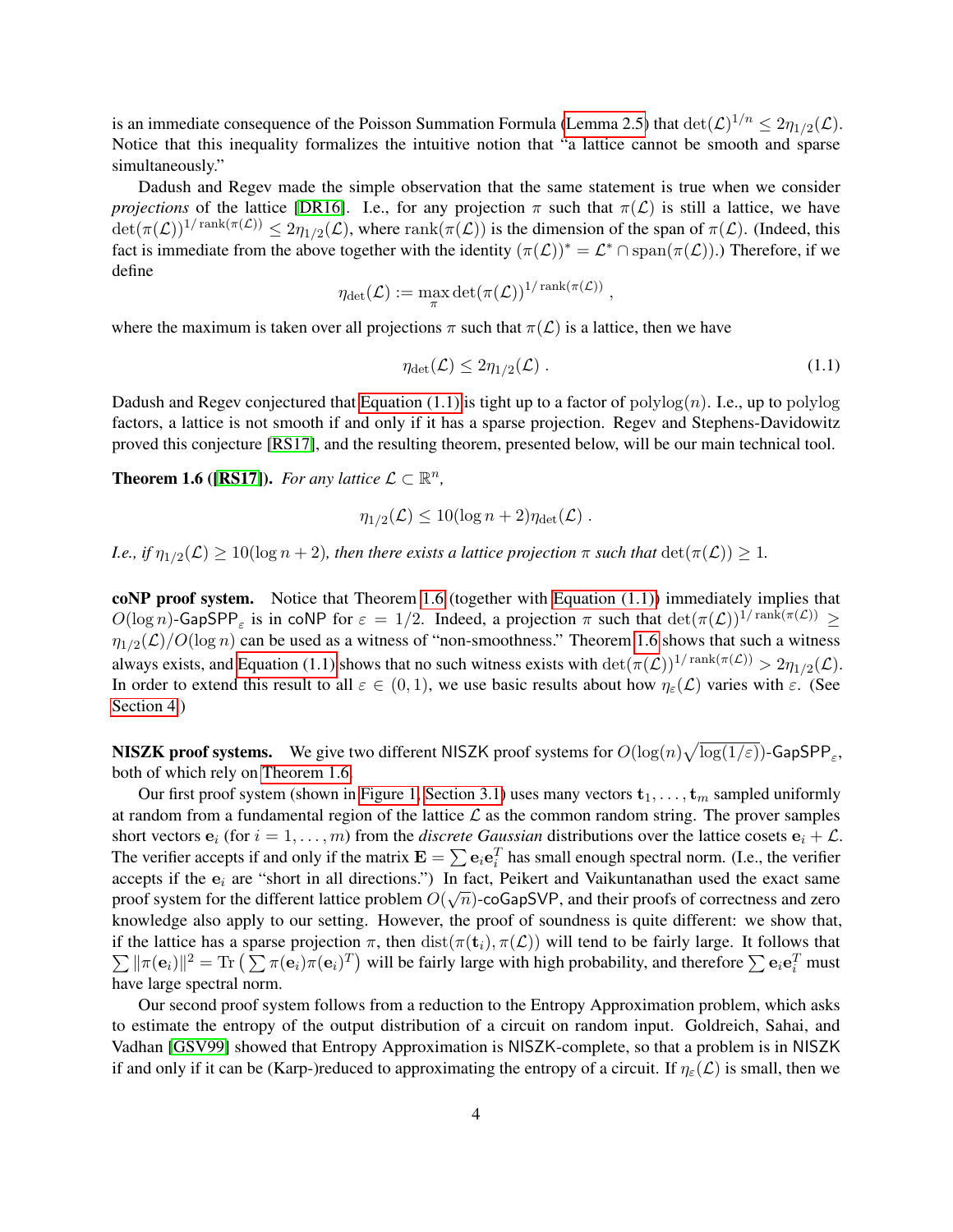is an immediate consequence of the Poisson Summation Formula (Lemma 2.5) that $\det(\mathcal{L})^{1/n} \le 2\eta_{1/2}(\mathcal{L})$. Notice that this inequality formalizes the intuitive notion that "a lattice cannot be smooth and sparse simultaneously."

Dadush and Regev made the simple observation that the same statement is true when we consider *projections* of the lattice [DR16]. I.e., for any projection $\pi$ such that $\pi(\mathcal{L})$ is still a lattice, we have $\det(\pi(\mathcal{L}))^{1/\operatorname{rank}(\pi(\mathcal{L}))} \le 2\eta_{1/2}(\mathcal{L})$, where $\operatorname{rank}(\pi(\mathcal{L}))$ is the dimension of the span of $\pi(\mathcal{L})$. (Indeed, this fact is immediate from the above together with the identity $(\pi(\mathcal{L}))^* = \mathcal{L}^* \cap \operatorname{span}(\pi(\mathcal{L}))$.) Therefore, if we define

$$\eta_{\det}(\mathcal{L}) := \max_{\pi} \det(\pi(\mathcal{L}))^{1/\operatorname{rank}(\pi(\mathcal{L}))} ,$$

where the maximum is taken over all projections $\pi$ such that $\pi(\mathcal{L})$ is a lattice, then we have

$$\eta_{\det}(\mathcal{L}) \le 2\eta_{1/2}(\mathcal{L}) . \tag{1.1}$$

Dadush and Regev conjectured that Equation (1.1) is tight up to a factor of $\operatorname{polylog}(n)$. I.e., up to polylog factors, a lattice is not smooth if and only if it has a sparse projection. Regev and Stephens-Davidowitz proved this conjecture [RS17], and the resulting theorem, presented below, will be our main technical tool.

**Theorem 1.6 ([RS17]).** *For any lattice $\mathcal{L} \subset \mathbb{R}^n$,*

$$\eta_{1/2}(\mathcal{L}) \le 10(\log n + 2)\eta_{\det}(\mathcal{L}) .$$

*I.e., if $\eta_{1/2}(\mathcal{L}) \ge 10(\log n + 2)$, then there exists a lattice projection $\pi$ such that $\det(\pi(\mathcal{L})) \ge 1$.*

**coNP proof system.** Notice that Theorem 1.6 (together with Equation (1.1)) immediately implies that $O(\log n)$-$\mathsf{GapSPP}_\varepsilon$ is in coNP for $\varepsilon = 1/2$. Indeed, a projection $\pi$ such that $\det(\pi(\mathcal{L}))^{1/\operatorname{rank}(\pi(\mathcal{L}))} \ge \eta_{1/2}(\mathcal{L})/O(\log n)$ can be used as a witness of "non-smoothness." Theorem 1.6 shows that such a witness always exists, and Equation (1.1) shows that no such witness exists with $\det(\pi(\mathcal{L}))^{1/\operatorname{rank}(\pi(\mathcal{L}))} > 2\eta_{1/2}(\mathcal{L})$. In order to extend this result to all $\varepsilon \in (0, 1)$, we use basic results about how $\eta_\varepsilon(\mathcal{L})$ varies with $\varepsilon$. (See Section 4.)

**NISZK proof systems.** We give two different NISZK proof systems for $O(\log(n)\sqrt{\log(1/\varepsilon)})$-$\mathsf{GapSPP}_\varepsilon$, both of which rely on Theorem 1.6.

Our first proof system (shown in Figure 1, Section 3.1) uses many vectors $\mathbf{t}_1, \ldots, \mathbf{t}_m$ sampled uniformly at random from a fundamental region of the lattice $\mathcal{L}$ as the common random string. The prover samples short vectors $\mathbf{e}_i$ (for $i = 1, \ldots, m$) from the *discrete Gaussian* distributions over the lattice cosets $\mathbf{e}_i + \mathcal{L}$. The verifier accepts if and only if the matrix $\mathbf{E} = \sum \mathbf{e}_i \mathbf{e}_i^T$ has small enough spectral norm. (I.e., the verifier accepts if the $\mathbf{e}_i$ are "short in all directions.") In fact, Peikert and Vaikuntanathan used the exact same proof system for the different lattice problem $O(\sqrt{n})$-coGapSVP, and their proofs of correctness and zero knowledge also apply to our setting. However, the proof of soundness is quite different: we show that, if the lattice has a sparse projection $\pi$, then $\operatorname{dist}(\pi(\mathbf{t}_i), \pi(\mathcal{L}))$ will tend to be fairly large. It follows that $\sum \|\pi(\mathbf{e}_i)\|^2 = \operatorname{Tr}\left(\sum \pi(\mathbf{e}_i)\pi(\mathbf{e}_i)^T\right)$ will be fairly large with high probability, and therefore $\sum \mathbf{e}_i \mathbf{e}_i^T$ must have large spectral norm.

Our second proof system follows from a reduction to the Entropy Approximation problem, which asks to estimate the entropy of the output distribution of a circuit on random input. Goldreich, Sahai, and Vadhan [GSV99] showed that Entropy Approximation is NISZK-complete, so that a problem is in NISZK if and only if it can be (Karp-)reduced to approximating the entropy of a circuit. If $\eta_\varepsilon(\mathcal{L})$ is small, then we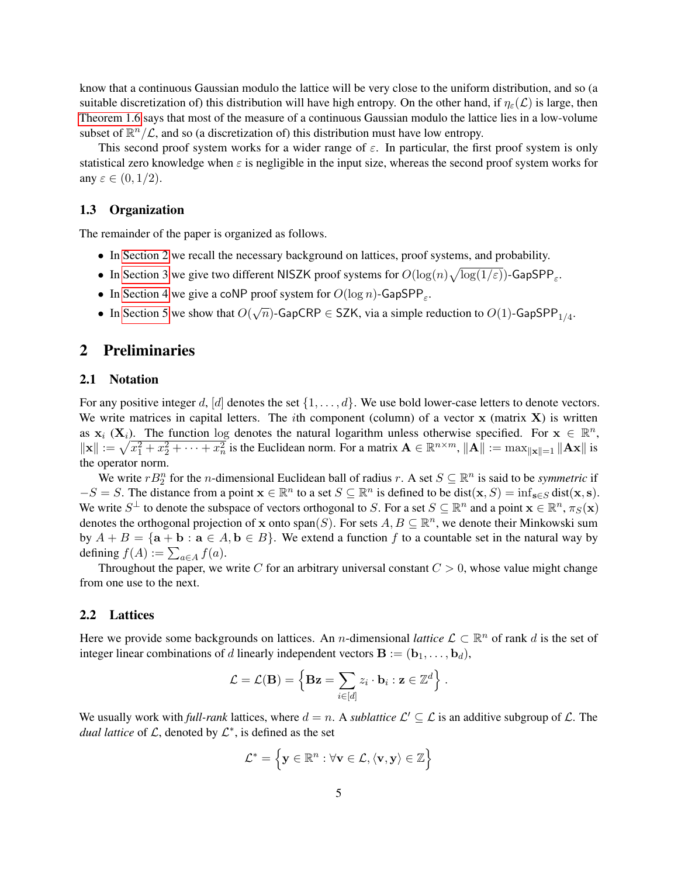know that a continuous Gaussian modulo the lattice will be very close to the uniform distribution, and so (a suitable discretization of) this distribution will have high entropy. On the other hand, if $\eta_\varepsilon(\mathcal{L})$ is large, then Theorem 1.6 says that most of the measure of a continuous Gaussian modulo the lattice lies in a low-volume subset of $\mathbb{R}^n/\mathcal{L}$, and so (a discretization of) this distribution must have low entropy.

This second proof system works for a wider range of $\varepsilon$. In particular, the first proof system is only statistical zero knowledge when $\varepsilon$ is negligible in the input size, whereas the second proof system works for any $\varepsilon \in (0, 1/2)$.

### 1.3 Organization

The remainder of the paper is organized as follows.

- In Section 2 we recall the necessary background on lattices, proof systems, and probability.
- In Section 3 we give two different NISZK proof systems for $O(\log(n)\sqrt{\log(1/\varepsilon)})$-$\mathsf{GapSPP}_\varepsilon$.
- In Section 4 we give a coNP proof system for $O(\log n)$-$\mathsf{GapSPP}_\varepsilon$.
- In Section 5 we show that $O(\sqrt{n})$-$\mathsf{GapCRP} \in \mathsf{SZK}$, via a simple reduction to $O(1)$-$\mathsf{GapSPP}_{1/4}$.

## 2 Preliminaries

### 2.1 Notation

For any positive integer $d$, $[d]$ denotes the set $\{1, \ldots, d\}$. We use bold lower-case letters to denote vectors. We write matrices in capital letters. The $i$th component (column) of a vector $\mathbf{x}$ (matrix $\mathbf{X}$) is written as $\mathbf{x}_i$ ($\mathbf{X}_i$). The function $\log$ denotes the natural logarithm unless otherwise specified. For $\mathbf{x} \in \mathbb{R}^n$, $\|\mathbf{x}\| := \sqrt{x_1^2 + x_2^2 + \cdots + x_n^2}$ is the Euclidean norm. For a matrix $\mathbf{A} \in \mathbb{R}^{n \times m}$, $\|\mathbf{A}\| := \max_{\|\mathbf{x}\|=1} \|\mathbf{A}\mathbf{x}\|$ is the operator norm.

We write $rB_2^n$ for the $n$-dimensional Euclidean ball of radius $r$. A set $S \subseteq \mathbb{R}^n$ is said to be *symmetric* if $-S = S$. The distance from a point $\mathbf{x} \in \mathbb{R}^n$ to a set $S \subseteq \mathbb{R}^n$ is defined to be $\mathrm{dist}(\mathbf{x}, S) = \inf_{\mathbf{s} \in S} \mathrm{dist}(\mathbf{x}, \mathbf{s})$. We write $S^\perp$ to denote the subspace of vectors orthogonal to $S$. For a set $S \subseteq \mathbb{R}^n$ and a point $\mathbf{x} \in \mathbb{R}^n$, $\pi_S(\mathbf{x})$ denotes the orthogonal projection of $\mathbf{x}$ onto $\mathrm{span}(S)$. For sets $A, B \subseteq \mathbb{R}^n$, we denote their Minkowski sum by $A + B = \{\mathbf{a} + \mathbf{b} : \mathbf{a} \in A, \mathbf{b} \in B\}$. We extend a function $f$ to a countable set in the natural way by defining $f(A) := \sum_{a \in A} f(a)$.

Throughout the paper, we write $C$ for an arbitrary universal constant $C > 0$, whose value might change from one use to the next.

### 2.2 Lattices

Here we provide some backgrounds on lattices. An $n$-dimensional *lattice* $\mathcal{L} \subset \mathbb{R}^n$ of rank $d$ is the set of integer linear combinations of $d$ linearly independent vectors $\mathbf{B} := (\mathbf{b}_1, \ldots, \mathbf{b}_d)$,

$$\mathcal{L} = \mathcal{L}(\mathbf{B}) = \Big\{ \mathbf{B}\mathbf{z} = \sum_{i \in [d]} z_i \cdot \mathbf{b}_i : \mathbf{z} \in \mathbb{Z}^d \Big\} \; .$$

We usually work with *full-rank* lattices, where $d = n$. A *sublattice* $\mathcal{L}' \subseteq \mathcal{L}$ is an additive subgroup of $\mathcal{L}$. The *dual lattice* of $\mathcal{L}$, denoted by $\mathcal{L}^*$, is defined as the set

$$\mathcal{L}^* = \Big\{ \mathbf{y} \in \mathbb{R}^n : \forall \mathbf{v} \in \mathcal{L}, \langle \mathbf{v}, \mathbf{y} \rangle \in \mathbb{Z} \Big\}$$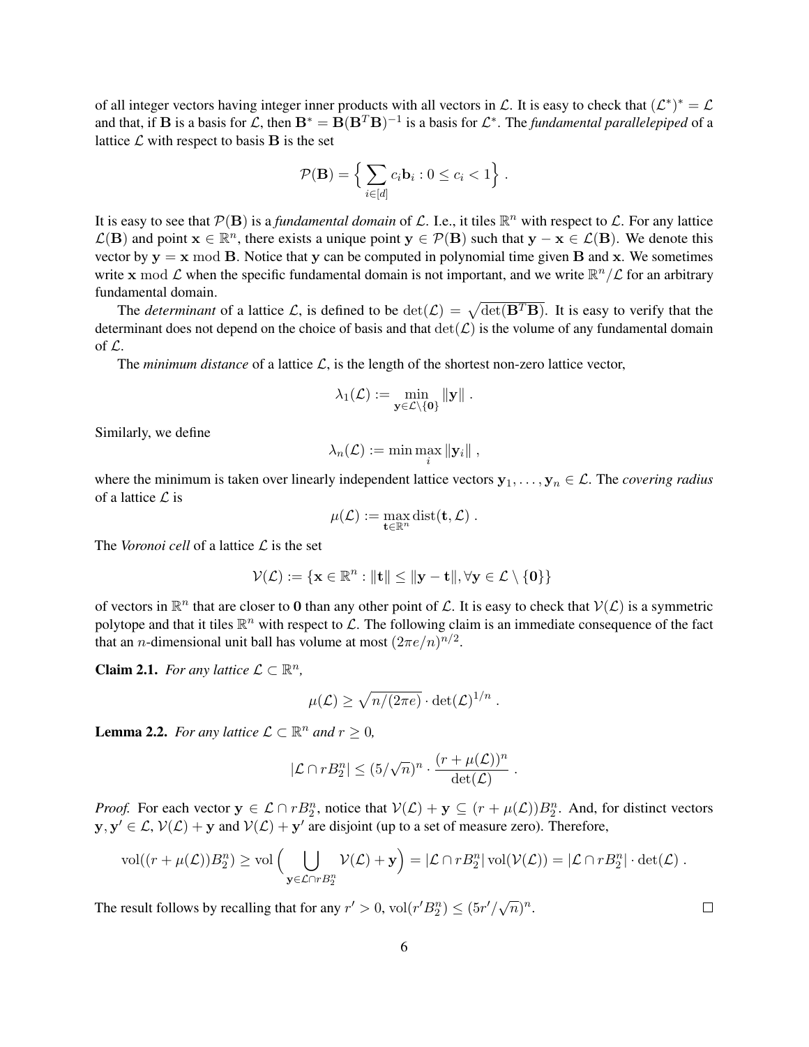of all integer vectors having integer inner products with all vectors in $\mathcal{L}$. It is easy to check that $(\mathcal{L}^*)^* = \mathcal{L}$ and that, if $\mathbf{B}$ is a basis for $\mathcal{L}$, then $\mathbf{B}^* = \mathbf{B}(\mathbf{B}^T\mathbf{B})^{-1}$ is a basis for $\mathcal{L}^*$. The *fundamental parallelepiped* of a lattice $\mathcal{L}$ with respect to basis $\mathbf{B}$ is the set

$$\mathcal{P}(\mathbf{B}) = \Big\{ \sum_{i \in [d]} c_i \mathbf{b}_i : 0 \le c_i < 1 \Big\} .$$

It is easy to see that $\mathcal{P}(\mathbf{B})$ is a *fundamental domain* of $\mathcal{L}$. I.e., it tiles $\mathbb{R}^n$ with respect to $\mathcal{L}$. For any lattice $\mathcal{L}(\mathbf{B})$ and point $\mathbf{x} \in \mathbb{R}^n$, there exists a unique point $\mathbf{y} \in \mathcal{P}(\mathbf{B})$ such that $\mathbf{y} - \mathbf{x} \in \mathcal{L}(\mathbf{B})$. We denote this vector by $\mathbf{y} = \mathbf{x} \bmod \mathbf{B}$. Notice that $\mathbf{y}$ can be computed in polynomial time given $\mathbf{B}$ and $\mathbf{x}$. We sometimes write $\mathbf{x} \bmod \mathcal{L}$ when the specific fundamental domain is not important, and we write $\mathbb{R}^n/\mathcal{L}$ for an arbitrary fundamental domain.

The *determinant* of a lattice $\mathcal{L}$, is defined to be $\det(\mathcal{L}) = \sqrt{\det(\mathbf{B}^T\mathbf{B})}$. It is easy to verify that the determinant does not depend on the choice of basis and that $\det(\mathcal{L})$ is the volume of any fundamental domain of $\mathcal{L}$.

The *minimum distance* of a lattice $\mathcal{L}$, is the length of the shortest non-zero lattice vector,

$$\lambda_1(\mathcal{L}) := \min_{\mathbf{y} \in \mathcal{L} \setminus \{\mathbf{0}\}} \|\mathbf{y}\| .$$

Similarly, we define

$$\lambda_n(\mathcal{L}) := \min \max_i \|\mathbf{y}_i\| ,$$

where the minimum is taken over linearly independent lattice vectors $\mathbf{y}_1, \ldots, \mathbf{y}_n \in \mathcal{L}$. The *covering radius* of a lattice $\mathcal{L}$ is

$$\mu(\mathcal{L}) := \max_{\mathbf{t} \in \mathbb{R}^n} \mathrm{dist}(\mathbf{t}, \mathcal{L}) .$$

The *Voronoi cell* of a lattice $\mathcal{L}$ is the set

$$\mathcal{V}(\mathcal{L}) := \{\mathbf{x} \in \mathbb{R}^n : \|\mathbf{t}\| \le \|\mathbf{y} - \mathbf{t}\|, \forall \mathbf{y} \in \mathcal{L} \setminus \{\mathbf{0}\}\}$$

of vectors in $\mathbb{R}^n$ that are closer to $\mathbf{0}$ than any other point of $\mathcal{L}$. It is easy to check that $\mathcal{V}(\mathcal{L})$ is a symmetric polytope and that it tiles $\mathbb{R}^n$ with respect to $\mathcal{L}$. The following claim is an immediate consequence of the fact that an $n$-dimensional unit ball has volume at most $(2\pi e/n)^{n/2}$.

**Claim 2.1.** *For any lattice $\mathcal{L} \subset \mathbb{R}^n$,*

$$\mu(\mathcal{L}) \ge \sqrt{n/(2\pi e)} \cdot \det(\mathcal{L})^{1/n} .$$

**Lemma 2.2.** *For any lattice $\mathcal{L} \subset \mathbb{R}^n$ and $r \ge 0$,*

$$|\mathcal{L} \cap rB_2^n| \le (5/\sqrt{n})^n \cdot \frac{(r + \mu(\mathcal{L}))^n}{\det(\mathcal{L})} .$$

*Proof.* For each vector $\mathbf{y} \in \mathcal{L} \cap rB_2^n$, notice that $\mathcal{V}(\mathcal{L}) + \mathbf{y} \subseteq (r + \mu(\mathcal{L}))B_2^n$. And, for distinct vectors $\mathbf{y}, \mathbf{y}' \in \mathcal{L}$, $\mathcal{V}(\mathcal{L}) + \mathbf{y}$ and $\mathcal{V}(\mathcal{L}) + \mathbf{y}'$ are disjoint (up to a set of measure zero). Therefore,

$$\mathrm{vol}((r + \mu(\mathcal{L}))B_2^n) \ge \mathrm{vol}\Big( \bigcup_{\mathbf{y} \in \mathcal{L} \cap rB_2^n} \mathcal{V}(\mathcal{L}) + \mathbf{y} \Big) = |\mathcal{L} \cap rB_2^n| \, \mathrm{vol}(\mathcal{V}(\mathcal{L})) = |\mathcal{L} \cap rB_2^n| \cdot \det(\mathcal{L}) .$$

The result follows by recalling that for any $r' > 0$, $\mathrm{vol}(r'B_2^n) \le (5r'/\sqrt{n})^n$. $\square$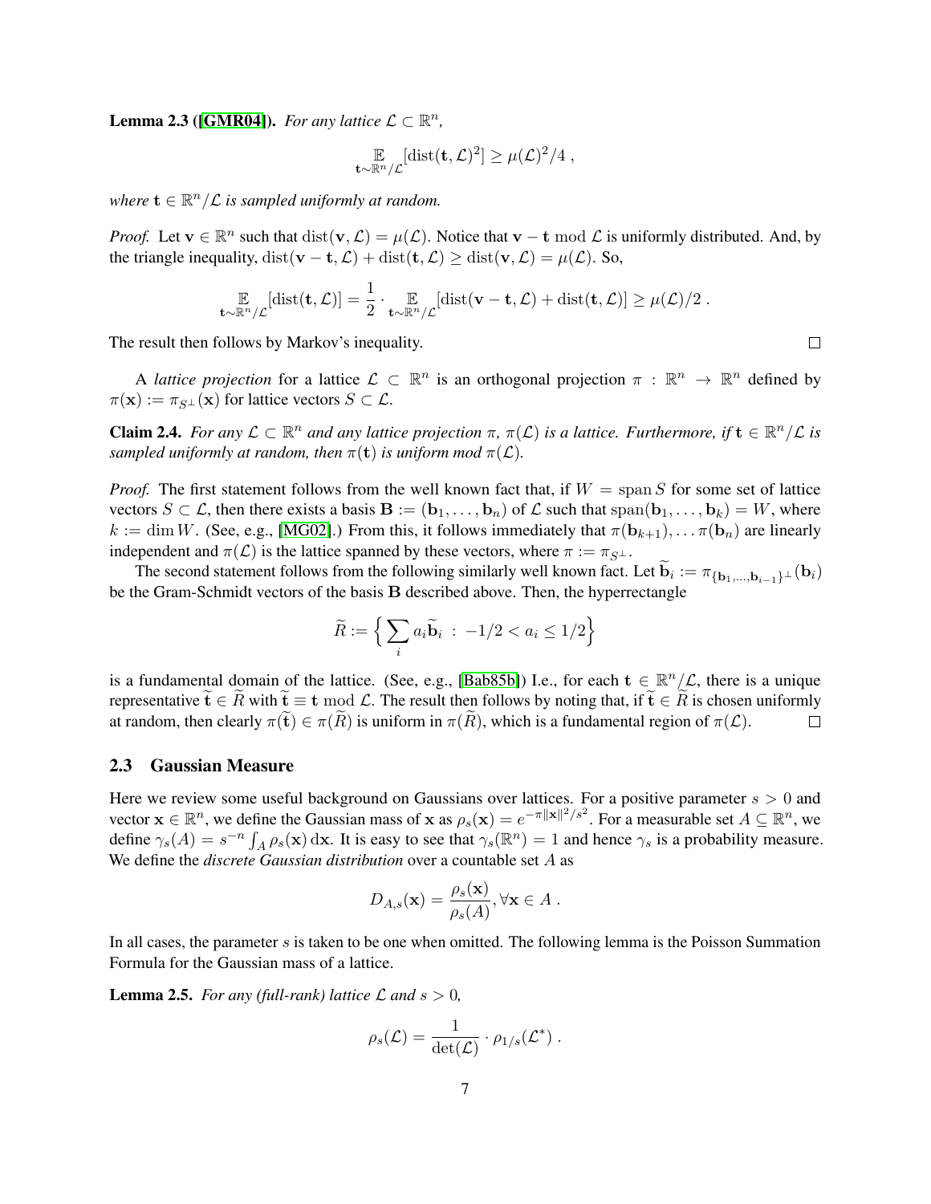**Lemma 2.3 ([GMR04]).** *For any lattice $\mathcal{L} \subset \mathbb{R}^n$,*

$$\mathop{\mathbb{E}}_{\mathbf{t} \sim \mathbb{R}^n/\mathcal{L}}[\mathrm{dist}(\mathbf{t}, \mathcal{L})^2] \geq \mu(\mathcal{L})^2/4 \; ,$$

*where $\mathbf{t} \in \mathbb{R}^n/\mathcal{L}$ is sampled uniformly at random.*

*Proof.* Let $\mathbf{v} \in \mathbb{R}^n$ such that $\mathrm{dist}(\mathbf{v}, \mathcal{L}) = \mu(\mathcal{L})$. Notice that $\mathbf{v} - \mathbf{t} \bmod \mathcal{L}$ is uniformly distributed. And, by the triangle inequality, $\mathrm{dist}(\mathbf{v} - \mathbf{t}, \mathcal{L}) + \mathrm{dist}(\mathbf{t}, \mathcal{L}) \geq \mathrm{dist}(\mathbf{v}, \mathcal{L}) = \mu(\mathcal{L})$. So,

$$\mathop{\mathbb{E}}_{\mathbf{t} \sim \mathbb{R}^n/\mathcal{L}}[\mathrm{dist}(\mathbf{t}, \mathcal{L})] = \frac{1}{2} \cdot \mathop{\mathbb{E}}_{\mathbf{t} \sim \mathbb{R}^n/\mathcal{L}}[\mathrm{dist}(\mathbf{v} - \mathbf{t}, \mathcal{L}) + \mathrm{dist}(\mathbf{t}, \mathcal{L})] \geq \mu(\mathcal{L})/2 \; .$$

The result then follows by Markov's inequality. ∎

A *lattice projection* for a lattice $\mathcal{L} \subset \mathbb{R}^n$ is an orthogonal projection $\pi : \mathbb{R}^n \to \mathbb{R}^n$ defined by $\pi(\mathbf{x}) := \pi_{S^\perp}(\mathbf{x})$ for lattice vectors $S \subset \mathcal{L}$.

**Claim 2.4.** *For any $\mathcal{L} \subset \mathbb{R}^n$ and any lattice projection $\pi$, $\pi(\mathcal{L})$ is a lattice. Furthermore, if $\mathbf{t} \in \mathbb{R}^n/\mathcal{L}$ is sampled uniformly at random, then $\pi(\mathbf{t})$ is uniform mod $\pi(\mathcal{L})$.*

*Proof.* The first statement follows from the well known fact that, if $W = \mathrm{span}\, S$ for some set of lattice vectors $S \subset \mathcal{L}$, then there exists a basis $\mathbf{B} := (\mathbf{b}_1, \ldots, \mathbf{b}_n)$ of $\mathcal{L}$ such that $\mathrm{span}(\mathbf{b}_1, \ldots, \mathbf{b}_k) = W$, where $k := \dim W$. (See, e.g., [MG02].) From this, it follows immediately that $\pi(\mathbf{b}_{k+1}), \ldots \pi(\mathbf{b}_n)$ are linearly independent and $\pi(\mathcal{L})$ is the lattice spanned by these vectors, where $\pi := \pi_{S^\perp}$.

The second statement follows from the following similarly well known fact. Let $\widetilde{\mathbf{b}}_i := \pi_{\{\mathbf{b}_1, \ldots, \mathbf{b}_{i-1}\}^\perp}(\mathbf{b}_i)$ be the Gram-Schmidt vectors of the basis $\mathbf{B}$ described above. Then, the hyperrectangle

$$\widetilde{R} := \Big\{ \sum_i a_i \widetilde{\mathbf{b}}_i \; : \; -1/2 < a_i \leq 1/2 \Big\}$$

is a fundamental domain of the lattice. (See, e.g., [Bab85b]) I.e., for each $\mathbf{t} \in \mathbb{R}^n/\mathcal{L}$, there is a unique representative $\widetilde{\mathbf{t}} \in \widetilde{R}$ with $\widetilde{\mathbf{t}} \equiv \mathbf{t} \bmod \mathcal{L}$. The result then follows by noting that, if $\widetilde{\mathbf{t}} \in \widetilde{R}$ is chosen uniformly at random, then clearly $\pi(\widetilde{\mathbf{t}}) \in \pi(\widetilde{R})$ is uniform in $\pi(\widetilde{R})$, which is a fundamental region of $\pi(\mathcal{L})$. ∎

### 2.3 Gaussian Measure

Here we review some useful background on Gaussians over lattices. For a positive parameter $s > 0$ and vector $\mathbf{x} \in \mathbb{R}^n$, we define the Gaussian mass of $\mathbf{x}$ as $\rho_s(\mathbf{x}) = e^{-\pi\|\mathbf{x}\|^2/s^2}$. For a measurable set $A \subseteq \mathbb{R}^n$, we define $\gamma_s(A) = s^{-n}\int_A \rho_s(\mathbf{x})\, \mathrm{d}\mathbf{x}$. It is easy to see that $\gamma_s(\mathbb{R}^n) = 1$ and hence $\gamma_s$ is a probability measure. We define the *discrete Gaussian distribution* over a countable set $A$ as

$$D_{A,s}(\mathbf{x}) = \frac{\rho_s(\mathbf{x})}{\rho_s(A)}, \forall \mathbf{x} \in A \; .$$

In all cases, the parameter $s$ is taken to be one when omitted. The following lemma is the Poisson Summation Formula for the Gaussian mass of a lattice.

**Lemma 2.5.** *For any (full-rank) lattice $\mathcal{L}$ and $s > 0$,*

$$\rho_s(\mathcal{L}) = \frac{1}{\det(\mathcal{L})} \cdot \rho_{1/s}(\mathcal{L}^*) \; .$$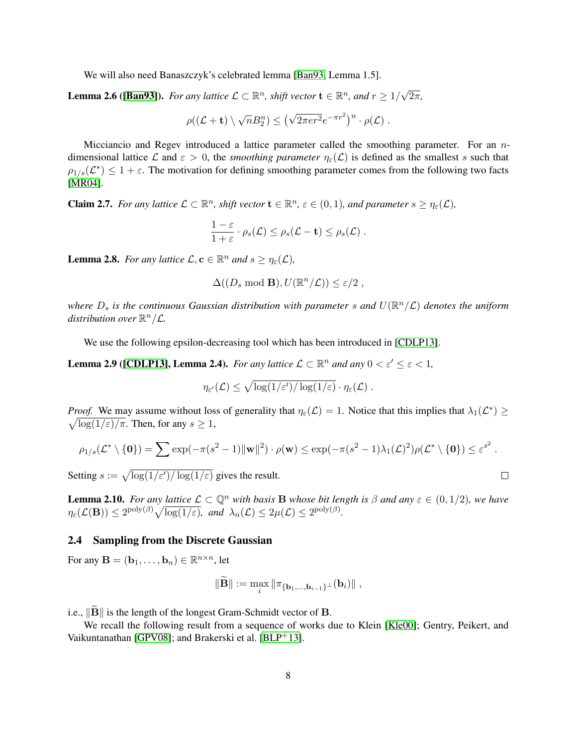We will also need Banaszczyk's celebrated lemma [Ban93, Lemma 1.5].

**Lemma 2.6 ([Ban93]).** *For any lattice $\mathcal{L} \subset \mathbb{R}^n$, shift vector $\mathbf{t} \in \mathbb{R}^n$, and $r \geq 1/\sqrt{2\pi}$,*

$$\rho((\mathcal{L} + \mathbf{t}) \setminus \sqrt{n} B_2^n) \leq \left(\sqrt{2\pi e r^2} e^{-\pi r^2}\right)^n \cdot \rho(\mathcal{L}) \ .$$

Micciancio and Regev introduced a lattice parameter called the smoothing parameter. For an $n$-dimensional lattice $\mathcal{L}$ and $\varepsilon > 0$, the *smoothing parameter* $\eta_\varepsilon(\mathcal{L})$ is defined as the smallest $s$ such that $\rho_{1/s}(\mathcal{L}^*) \leq 1 + \varepsilon$. The motivation for defining smoothing parameter comes from the following two facts [MR04].

**Claim 2.7.** *For any lattice $\mathcal{L} \subset \mathbb{R}^n$, shift vector $\mathbf{t} \in \mathbb{R}^n$, $\varepsilon \in (0, 1)$, and parameter $s \geq \eta_\varepsilon(\mathcal{L})$,*

$$\frac{1 - \varepsilon}{1 + \varepsilon} \cdot \rho_s(\mathcal{L}) \leq \rho_s(\mathcal{L} - \mathbf{t}) \leq \rho_s(\mathcal{L}) \ .$$

**Lemma 2.8.** *For any lattice $\mathcal{L}, \mathbf{c} \in \mathbb{R}^n$ and $s \geq \eta_\varepsilon(\mathcal{L})$,*

$$\Delta((D_s \bmod \mathbf{B}), U(\mathbb{R}^n/\mathcal{L})) \leq \varepsilon/2 \ ,$$

*where $D_s$ is the continuous Gaussian distribution with parameter $s$ and $U(\mathbb{R}^n/\mathcal{L})$ denotes the uniform distribution over $\mathbb{R}^n/\mathcal{L}$.*

We use the following epsilon-decreasing tool which has been introduced in [CDLP13].

**Lemma 2.9 ([CDLP13], Lemma 2.4).** *For any lattice $\mathcal{L} \subset \mathbb{R}^n$ and any $0 < \varepsilon' \leq \varepsilon < 1$,*

$$\eta_{\varepsilon'}(\mathcal{L}) \leq \sqrt{\log(1/\varepsilon')/\log(1/\varepsilon)} \cdot \eta_\varepsilon(\mathcal{L}) \ .$$

*Proof.* We may assume without loss of generality that $\eta_\varepsilon(\mathcal{L}) = 1$. Notice that this implies that $\lambda_1(\mathcal{L}^*) \geq \sqrt{\log(1/\varepsilon)/\pi}$. Then, for any $s \geq 1$,

$$\rho_{1/s}(\mathcal{L}^* \setminus \{\mathbf{0}\}) = \sum \exp(-\pi(s^2 - 1)\|\mathbf{w}\|^2) \cdot \rho(\mathbf{w}) \leq \exp(-\pi(s^2 - 1)\lambda_1(\mathcal{L})^2)\rho(\mathcal{L}^* \setminus \{\mathbf{0}\}) \leq \varepsilon^{s^2} \ .$$

Setting $s := \sqrt{\log(1/\varepsilon')/\log(1/\varepsilon)}$ gives the result. ∎

**Lemma 2.10.** *For any lattice $\mathcal{L} \subset \mathbb{Q}^n$ with basis $\mathbf{B}$ whose bit length is $\beta$ and any $\varepsilon \in (0, 1/2)$, we have $\eta_\varepsilon(\mathcal{L}(\mathbf{B})) \leq 2^{\mathrm{poly}(\beta)}\sqrt{\log(1/\varepsilon)}$, and $\lambda_n(\mathcal{L}) \leq 2\mu(\mathcal{L}) \leq 2^{\mathrm{poly}(\beta)}$.*

### 2.4 Sampling from the Discrete Gaussian

For any $\mathbf{B} = (\mathbf{b}_1, \ldots, \mathbf{b}_n) \in \mathbb{R}^{n \times n}$, let

$$\|\widetilde{\mathbf{B}}\| := \max_i \|\pi_{\{\mathbf{b}_1, \ldots, \mathbf{b}_{i-1}\}^\perp}(\mathbf{b}_i)\| \ ,$$

i.e., $\|\widetilde{\mathbf{B}}\|$ is the length of the longest Gram-Schmidt vector of $\mathbf{B}$.

We recall the following result from a sequence of works due to Klein [Kle00]; Gentry, Peikert, and Vaikuntanathan [GPV08]; and Brakerski et al. [BLP+13].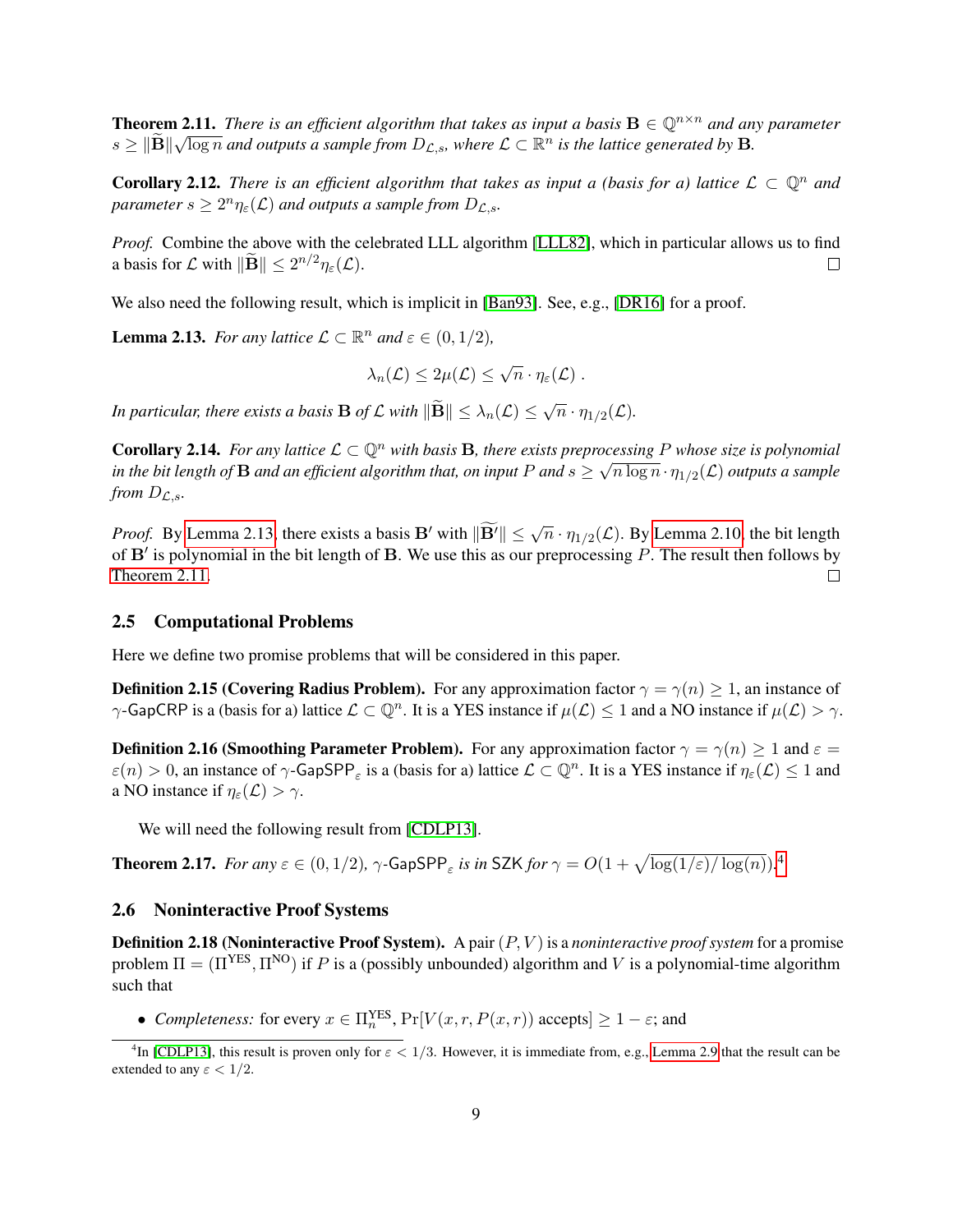**Theorem 2.11.** *There is an efficient algorithm that takes as input a basis $\mathbf{B} \in \mathbb{Q}^{n \times n}$ and any parameter $s \geq \|\widetilde{\mathbf{B}}\|\sqrt{\log n}$ and outputs a sample from $D_{\mathcal{L},s}$, where $\mathcal{L} \subset \mathbb{R}^n$ is the lattice generated by $\mathbf{B}$.*

**Corollary 2.12.** *There is an efficient algorithm that takes as input a (basis for a) lattice $\mathcal{L} \subset \mathbb{Q}^n$ and parameter $s \geq 2^n \eta_\varepsilon(\mathcal{L})$ and outputs a sample from $D_{\mathcal{L},s}$.*

*Proof.* Combine the above with the celebrated LLL algorithm [LLL82], which in particular allows us to find a basis for $\mathcal{L}$ with $\|\widetilde{\mathbf{B}}\| \leq 2^{n/2}\eta_\varepsilon(\mathcal{L})$. □

We also need the following result, which is implicit in [Ban93]. See, e.g., [DR16] for a proof.

**Lemma 2.13.** *For any lattice $\mathcal{L} \subset \mathbb{R}^n$ and $\varepsilon \in (0, 1/2)$,*

$$\lambda_n(\mathcal{L}) \leq 2\mu(\mathcal{L}) \leq \sqrt{n} \cdot \eta_\varepsilon(\mathcal{L}) \; .$$

*In particular, there exists a basis $\mathbf{B}$ of $\mathcal{L}$ with $\|\widetilde{\mathbf{B}}\| \leq \lambda_n(\mathcal{L}) \leq \sqrt{n} \cdot \eta_{1/2}(\mathcal{L})$.*

**Corollary 2.14.** *For any lattice $\mathcal{L} \subset \mathbb{Q}^n$ with basis $\mathbf{B}$, there exists preprocessing $P$ whose size is polynomial in the bit length of $\mathbf{B}$ and an efficient algorithm that, on input $P$ and $s \geq \sqrt{n \log n} \cdot \eta_{1/2}(\mathcal{L})$ outputs a sample from $D_{\mathcal{L},s}$.*

*Proof.* By Lemma 2.13, there exists a basis $\mathbf{B}'$ with $\|\widetilde{\mathbf{B}'}\| \leq \sqrt{n} \cdot \eta_{1/2}(\mathcal{L})$. By Lemma 2.10, the bit length of $\mathbf{B}'$ is polynomial in the bit length of $\mathbf{B}$. We use this as our preprocessing $P$. The result then follows by Theorem 2.11. □

## 2.5 Computational Problems

Here we define two promise problems that will be considered in this paper.

**Definition 2.15 (Covering Radius Problem).** For any approximation factor $\gamma = \gamma(n) \geq 1$, an instance of $\gamma$-GapCRP is a (basis for a) lattice $\mathcal{L} \subset \mathbb{Q}^n$. It is a YES instance if $\mu(\mathcal{L}) \leq 1$ and a NO instance if $\mu(\mathcal{L}) > \gamma$.

**Definition 2.16 (Smoothing Parameter Problem).** For any approximation factor $\gamma = \gamma(n) \geq 1$ and $\varepsilon = \varepsilon(n) > 0$, an instance of $\gamma$-GapSPP$_\varepsilon$ is a (basis for a) lattice $\mathcal{L} \subset \mathbb{Q}^n$. It is a YES instance if $\eta_\varepsilon(\mathcal{L}) \leq 1$ and a NO instance if $\eta_\varepsilon(\mathcal{L}) > \gamma$.

We will need the following result from [CDLP13].

**Theorem 2.17.** *For any $\varepsilon \in (0, 1/2)$, $\gamma$-GapSPP$_\varepsilon$ is in SZK for $\gamma = O(1 + \sqrt{\log(1/\varepsilon)/\log(n)})$.*[4]

## 2.6 Noninteractive Proof Systems

**Definition 2.18 (Noninteractive Proof System).** A pair $(P, V)$ is a *noninteractive proof system* for a promise problem $\Pi = (\Pi^{\mathrm{YES}}, \Pi^{\mathrm{NO}})$ if $P$ is a (possibly unbounded) algorithm and $V$ is a polynomial-time algorithm such that

- *Completeness:* for every $x \in \Pi_n^{\mathrm{YES}}$, $\Pr[V(x, r, P(x, r)) \text{ accepts}] \geq 1 - \varepsilon$; and

[4] In [CDLP13], this result is proven only for $\varepsilon < 1/3$. However, it is immediate from, e.g., Lemma 2.9 that the result can be extended to any $\varepsilon < 1/2$.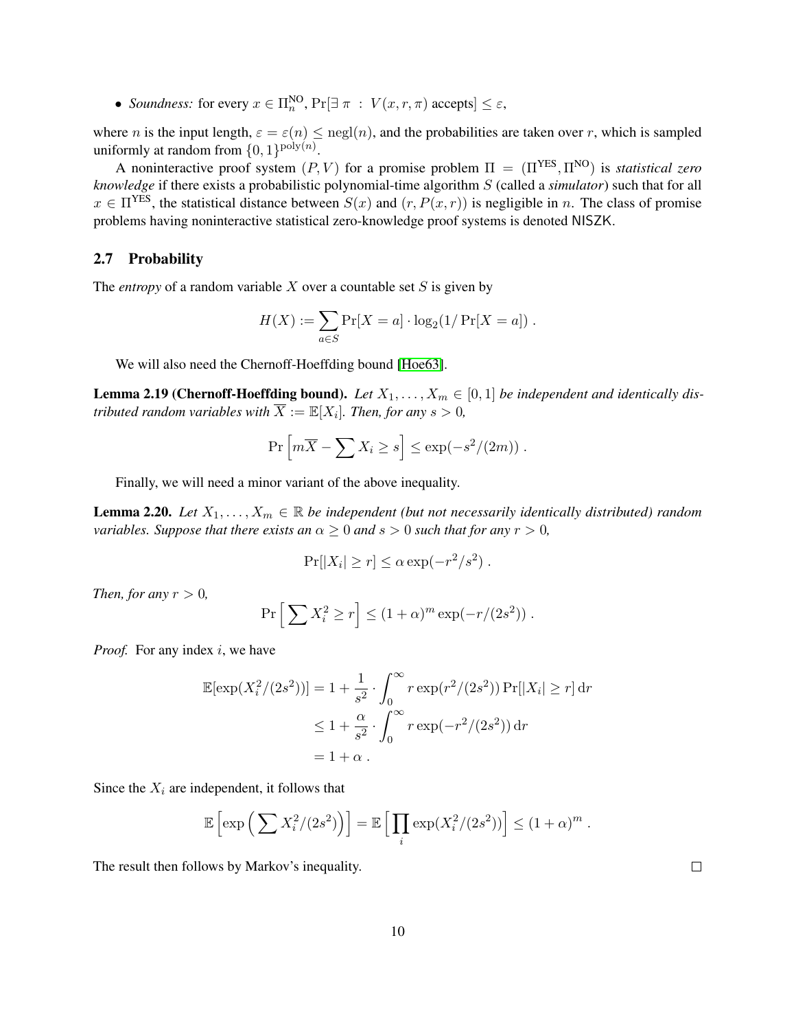- *Soundness:* for every $x \in \Pi_n^{\text{NO}}$, $\Pr[\exists\, \pi \;:\; V(x, r, \pi) \text{ accepts}] \leq \varepsilon$,

where $n$ is the input length, $\varepsilon = \varepsilon(n) \leq \text{negl}(n)$, and the probabilities are taken over $r$, which is sampled uniformly at random from $\{0,1\}^{\text{poly}(n)}$.

A noninteractive proof system $(P, V)$ for a promise problem $\Pi = (\Pi^{\text{YES}}, \Pi^{\text{NO}})$ is *statistical zero knowledge* if there exists a probabilistic polynomial-time algorithm $S$ (called a *simulator*) such that for all $x \in \Pi^{\text{YES}}$, the statistical distance between $S(x)$ and $(r, P(x, r))$ is negligible in $n$. The class of promise problems having noninteractive statistical zero-knowledge proof systems is denoted $\mathsf{NISZK}$.

## 2.7 Probability

The *entropy* of a random variable $X$ over a countable set $S$ is given by

$$H(X) := \sum_{a \in S} \Pr[X = a] \cdot \log_2(1/\Pr[X = a]) \; .$$

We will also need the Chernoff-Hoeffding bound [Hoe63].

**Lemma 2.19 (Chernoff-Hoeffding bound).** *Let $X_1, \ldots, X_m \in [0,1]$ be independent and identically distributed random variables with $\overline{X} := \mathbb{E}[X_i]$. Then, for any $s > 0$,*

$$\Pr\Big[m\overline{X} - \sum X_i \geq s\Big] \leq \exp(-s^2/(2m)) \; .$$

Finally, we will need a minor variant of the above inequality.

**Lemma 2.20.** *Let $X_1, \ldots, X_m \in \mathbb{R}$ be independent (but not necessarily identically distributed) random variables. Suppose that there exists an $\alpha \geq 0$ and $s > 0$ such that for any $r > 0$,*

$$\Pr[|X_i| \geq r] \leq \alpha \exp(-r^2/s^2) \; .$$

*Then, for any $r > 0$,*

$$\Pr\Big[\sum X_i^2 \geq r\Big] \leq (1+\alpha)^m \exp(-r/(2s^2)) \; .$$

*Proof.* For any index $i$, we have

$$\begin{aligned}
\mathbb{E}[\exp(X_i^2/(2s^2))] &= 1 + \frac{1}{s^2} \cdot \int_0^\infty r \exp(r^2/(2s^2)) \Pr[|X_i| \geq r] \, \mathrm{d}r \\
&\leq 1 + \frac{\alpha}{s^2} \cdot \int_0^\infty r \exp(-r^2/(2s^2)) \, \mathrm{d}r \\
&= 1 + \alpha \; .
\end{aligned}$$

Since the $X_i$ are independent, it follows that

$$\mathbb{E}\Big[\exp\Big(\sum X_i^2/(2s^2)\Big)\Big] = \mathbb{E}\Big[\prod_i \exp(X_i^2/(2s^2))\Big] \leq (1+\alpha)^m \; .$$

The result then follows by Markov's inequality. $\square$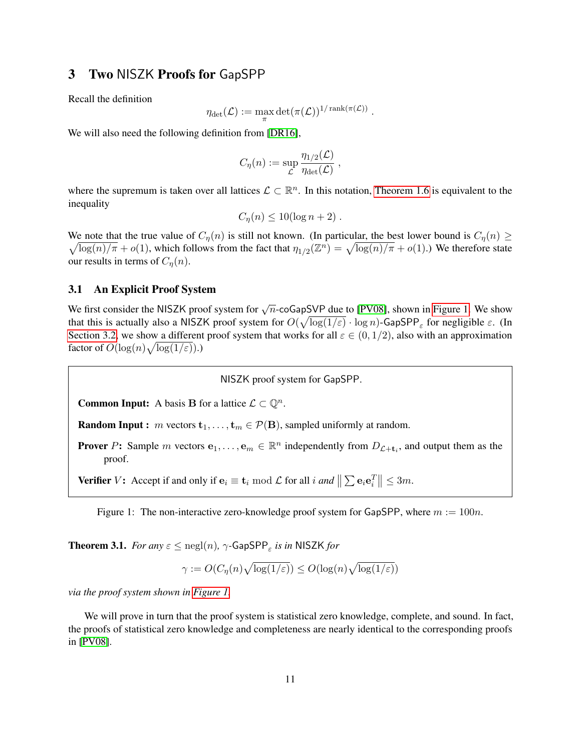## 3 Two NISZK Proofs for GapSPP

Recall the definition

$$\eta_{\det}(\mathcal{L}) := \max_{\pi} \det(\pi(\mathcal{L}))^{1/\operatorname{rank}(\pi(\mathcal{L}))} .$$

We will also need the following definition from [DR16],

$$C_\eta(n) := \sup_{\mathcal{L}} \frac{\eta_{1/2}(\mathcal{L})}{\eta_{\det}(\mathcal{L})} ,$$

where the supremum is taken over all lattices $\mathcal{L} \subset \mathbb{R}^n$. In this notation, Theorem 1.6 is equivalent to the inequality

$$C_\eta(n) \le 10(\log n + 2) .$$

We note that the true value of $C_\eta(n)$ is still not known. (In particular, the best lower bound is $C_\eta(n) \ge \sqrt{\log(n)/\pi} + o(1)$, which follows from the fact that $\eta_{1/2}(\mathbb{Z}^n) = \sqrt{\log(n)/\pi} + o(1)$.) We therefore state our results in terms of $C_\eta(n)$.

### 3.1 An Explicit Proof System

We first consider the NISZK proof system for $\sqrt{n}$-coGapSVP due to [PV08], shown in Figure 1. We show that this is actually also a NISZK proof system for $O(\sqrt{\log(1/\varepsilon)} \cdot \log n)$-$\mathsf{GapSPP}_\varepsilon$ for negligible $\varepsilon$. (In Section 3.2, we show a different proof system that works for all $\varepsilon \in (0, 1/2)$, also with an approximation factor of $O(\log(n)\sqrt{\log(1/\varepsilon)})$.)

> NISZK proof system for GapSPP.
>
> **Common Input:** A basis $\mathbf{B}$ for a lattice $\mathcal{L} \subset \mathbb{Q}^n$.
>
> **Random Input :** $m$ vectors $\mathbf{t}_1, \ldots, \mathbf{t}_m \in \mathcal{P}(\mathbf{B})$, sampled uniformly at random.
>
> **Prover $P$:** Sample $m$ vectors $\mathbf{e}_1, \ldots, \mathbf{e}_m \in \mathbb{R}^n$ independently from $D_{\mathcal{L}+\mathbf{t}_i}$, and output them as the proof.
>
> **Verifier $V$:** Accept if and only if $\mathbf{e}_i \equiv \mathbf{t}_i \bmod \mathcal{L}$ for all $i$ *and* $\left\| \sum \mathbf{e}_i \mathbf{e}_i^T \right\| \le 3m$.

Figure 1: The non-interactive zero-knowledge proof system for GapSPP, where $m := 100n$.

**Theorem 3.1.** *For any $\varepsilon \le \operatorname{negl}(n)$, $\gamma$-$\mathsf{GapSPP}_\varepsilon$ is in NISZK for*

$$\gamma := O(C_\eta(n)\sqrt{\log(1/\varepsilon)}) \le O(\log(n)\sqrt{\log(1/\varepsilon)})$$

*via the proof system shown in Figure 1.*

We will prove in turn that the proof system is statistical zero knowledge, complete, and sound. In fact, the proofs of statistical zero knowledge and completeness are nearly identical to the corresponding proofs in [PV08].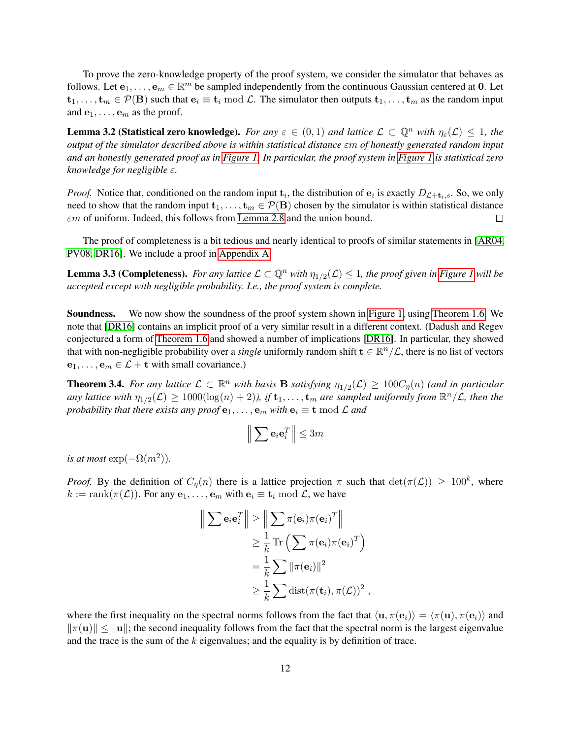To prove the zero-knowledge property of the proof system, we consider the simulator that behaves as follows. Let $\mathbf{e}_1, \ldots, \mathbf{e}_m \in \mathbb{R}^m$ be sampled independently from the continuous Gaussian centered at $\mathbf{0}$. Let $\mathbf{t}_1, \ldots, \mathbf{t}_m \in \mathcal{P}(\mathbf{B})$ such that $\mathbf{e}_i \equiv \mathbf{t}_i \bmod \mathcal{L}$. The simulator then outputs $\mathbf{t}_1, \ldots, \mathbf{t}_m$ as the random input and $\mathbf{e}_1, \ldots, \mathbf{e}_m$ as the proof.

**Lemma 3.2 (Statistical zero knowledge).** *For any $\varepsilon \in (0, 1)$ and lattice $\mathcal{L} \subset \mathbb{Q}^n$ with $\eta_\varepsilon(\mathcal{L}) \leq 1$, the output of the simulator described above is within statistical distance $\varepsilon m$ of honestly generated random input and an honestly generated proof as in Figure 1. In particular, the proof system in Figure 1 is statistical zero knowledge for negligible $\varepsilon$.*

*Proof.* Notice that, conditioned on the random input $\mathbf{t}_i$, the distribution of $\mathbf{e}_i$ is exactly $D_{\mathcal{L}+\mathbf{t}_i,s}$. So, we only need to show that the random input $\mathbf{t}_1, \ldots, \mathbf{t}_m \in \mathcal{P}(\mathbf{B})$ chosen by the simulator is within statistical distance $\varepsilon m$ of uniform. Indeed, this follows from Lemma 2.8 and the union bound. □

The proof of completeness is a bit tedious and nearly identical to proofs of similar statements in [AR04, PV08, DR16]. We include a proof in Appendix A.

**Lemma 3.3 (Completeness).** *For any lattice $\mathcal{L} \subset \mathbb{Q}^n$ with $\eta_{1/2}(\mathcal{L}) \leq 1$, the proof given in Figure 1 will be accepted except with negligible probability. I.e., the proof system is complete.*

**Soundness.** We now show the soundness of the proof system shown in Figure 1, using Theorem 1.6. We note that [DR16] contains an implicit proof of a very similar result in a different context. (Dadush and Regev conjectured a form of Theorem 1.6 and showed a number of implications [DR16]. In particular, they showed that with non-negligible probability over a *single* uniformly random shift $\mathbf{t} \in \mathbb{R}^n/\mathcal{L}$, there is no list of vectors $\mathbf{e}_1, \ldots, \mathbf{e}_m \in \mathcal{L} + \mathbf{t}$ with small covariance.)

**Theorem 3.4.** *For any lattice $\mathcal{L} \subset \mathbb{R}^n$ with basis $\mathbf{B}$ satisfying $\eta_{1/2}(\mathcal{L}) \geq 100 C_\eta(n)$ (and in particular any lattice with $\eta_{1/2}(\mathcal{L}) \geq 1000(\log(n) + 2)$), if $\mathbf{t}_1, \ldots, \mathbf{t}_m$ are sampled uniformly from $\mathbb{R}^n/\mathcal{L}$, then the probability that there exists any proof $\mathbf{e}_1, \ldots, \mathbf{e}_m$ with $\mathbf{e}_i \equiv \mathbf{t} \bmod \mathcal{L}$ and*

$$\left\| \sum \mathbf{e}_i \mathbf{e}_i^T \right\| \leq 3m$$

*is at most $\exp(-\Omega(m^2))$.*

*Proof.* By the definition of $C_\eta(n)$ there is a lattice projection $\pi$ such that $\det(\pi(\mathcal{L})) \geq 100^k$, where $k := \operatorname{rank}(\pi(\mathcal{L}))$. For any $\mathbf{e}_1, \ldots, \mathbf{e}_m$ with $\mathbf{e}_i \equiv \mathbf{t}_i \bmod \mathcal{L}$, we have

$$\begin{aligned}
\left\| \sum \mathbf{e}_i \mathbf{e}_i^T \right\| &\geq \left\| \sum \pi(\mathbf{e}_i) \pi(\mathbf{e}_i)^T \right\| \\
&\geq \frac{1}{k} \operatorname{Tr}\left( \sum \pi(\mathbf{e}_i) \pi(\mathbf{e}_i)^T \right) \\
&= \frac{1}{k} \sum \|\pi(\mathbf{e}_i)\|^2 \\
&\geq \frac{1}{k} \sum \operatorname{dist}(\pi(\mathbf{t}_i), \pi(\mathcal{L}))^2 ,
\end{aligned}$$

where the first inequality on the spectral norms follows from the fact that $\langle \mathbf{u}, \pi(\mathbf{e}_i) \rangle = \langle \pi(\mathbf{u}), \pi(\mathbf{e}_i) \rangle$ and $\|\pi(\mathbf{u})\| \leq \|\mathbf{u}\|$; the second inequality follows from the fact that the spectral norm is the largest eigenvalue and the trace is the sum of the $k$ eigenvalues; and the equality is by definition of trace.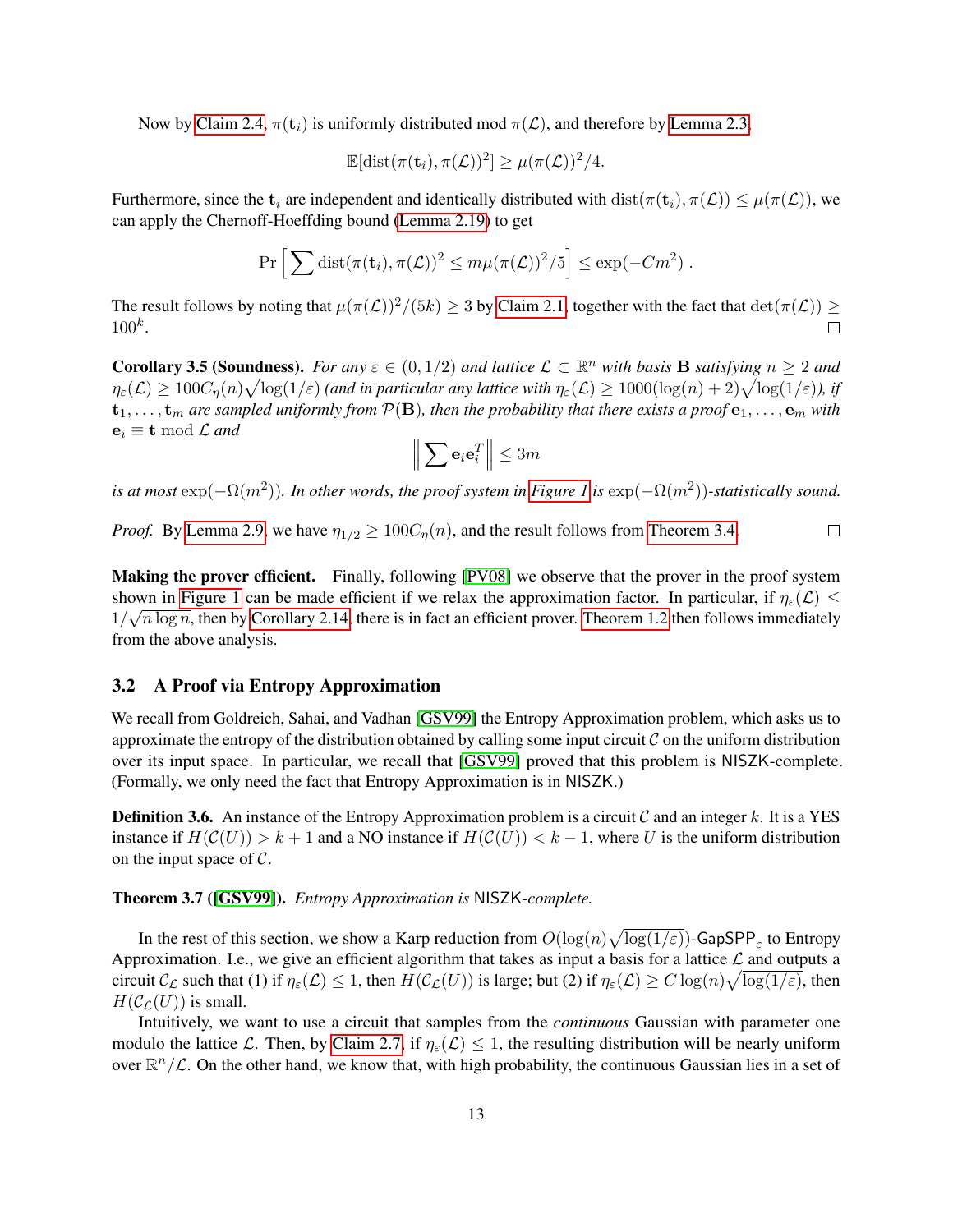Now by Claim 2.4, $\pi(\mathbf{t}_i)$ is uniformly distributed mod $\pi(\mathcal{L})$, and therefore by Lemma 2.3,

$$\mathbb{E}[\mathrm{dist}(\pi(\mathbf{t}_i), \pi(\mathcal{L}))^2] \geq \mu(\pi(\mathcal{L}))^2/4.$$

Furthermore, since the $\mathbf{t}_i$ are independent and identically distributed with $\mathrm{dist}(\pi(\mathbf{t}_i), \pi(\mathcal{L})) \leq \mu(\pi(\mathcal{L}))$, we can apply the Chernoff-Hoeffding bound (Lemma 2.19) to get

$$\Pr\Big[\sum \mathrm{dist}(\pi(\mathbf{t}_i), \pi(\mathcal{L}))^2 \leq m\mu(\pi(\mathcal{L}))^2/5\Big] \leq \exp(-Cm^2)\ .$$

The result follows by noting that $\mu(\pi(\mathcal{L}))^2/(5k) \geq 3$ by Claim 2.1, together with the fact that $\det(\pi(\mathcal{L})) \geq 100^k$. ◻

**Corollary 3.5 (Soundness).** *For any $\varepsilon \in (0, 1/2)$ and lattice $\mathcal{L} \subset \mathbb{R}^n$ with basis $\mathbf{B}$ satisfying $n \geq 2$ and $\eta_\varepsilon(\mathcal{L}) \geq 100 C_\eta(n)\sqrt{\log(1/\varepsilon)}$ (and in particular any lattice with $\eta_\varepsilon(\mathcal{L}) \geq 1000(\log(n) + 2)\sqrt{\log(1/\varepsilon)}$), if $\mathbf{t}_1, \ldots, \mathbf{t}_m$ are sampled uniformly from $\mathcal{P}(\mathbf{B})$, then the probability that there exists a proof $\mathbf{e}_1, \ldots, \mathbf{e}_m$ with $\mathbf{e}_i \equiv \mathbf{t} \bmod \mathcal{L}$ and*

$$\Big\|\sum \mathbf{e}_i\mathbf{e}_i^T\Big\| \leq 3m$$

*is at most $\exp(-\Omega(m^2))$. In other words, the proof system in Figure 1 is $\exp(-\Omega(m^2))$-statistically sound.*

*Proof.* By Lemma 2.9, we have $\eta_{1/2} \geq 100C_\eta(n)$, and the result follows from Theorem 3.4. ◻

**Making the prover efficient.** Finally, following [PV08] we observe that the prover in the proof system shown in Figure 1 can be made efficient if we relax the approximation factor. In particular, if $\eta_\varepsilon(\mathcal{L}) \leq 1/\sqrt{n \log n}$, then by Corollary 2.14, there is in fact an efficient prover. Theorem 1.2 then follows immediately from the above analysis.

### 3.2 A Proof via Entropy Approximation

We recall from Goldreich, Sahai, and Vadhan [GSV99] the Entropy Approximation problem, which asks us to approximate the entropy of the distribution obtained by calling some input circuit $\mathcal{C}$ on the uniform distribution over its input space. In particular, we recall that [GSV99] proved that this problem is NISZK-complete. (Formally, we only need the fact that Entropy Approximation is in NISZK.)

**Definition 3.6.** An instance of the Entropy Approximation problem is a circuit $\mathcal{C}$ and an integer $k$. It is a YES instance if $H(\mathcal{C}(U)) > k + 1$ and a NO instance if $H(\mathcal{C}(U)) < k - 1$, where $U$ is the uniform distribution on the input space of $\mathcal{C}$.

**Theorem 3.7 ([GSV99]).** *Entropy Approximation is NISZK-complete.*

In the rest of this section, we show a Karp reduction from $O(\log(n)\sqrt{\log(1/\varepsilon)})$-$\mathsf{GapSPP}_\varepsilon$ to Entropy Approximation. I.e., we give an efficient algorithm that takes as input a basis for a lattice $\mathcal{L}$ and outputs a circuit $\mathcal{C}_\mathcal{L}$ such that (1) if $\eta_\varepsilon(\mathcal{L}) \leq 1$, then $H(\mathcal{C}_\mathcal{L}(U))$ is large; but (2) if $\eta_\varepsilon(\mathcal{L}) \geq C\log(n)\sqrt{\log(1/\varepsilon)}$, then $H(\mathcal{C}_\mathcal{L}(U))$ is small.

Intuitively, we want to use a circuit that samples from the *continuous* Gaussian with parameter one modulo the lattice $\mathcal{L}$. Then, by Claim 2.7, if $\eta_\varepsilon(\mathcal{L}) \leq 1$, the resulting distribution will be nearly uniform over $\mathbb{R}^n/\mathcal{L}$. On the other hand, we know that, with high probability, the continuous Gaussian lies in a set of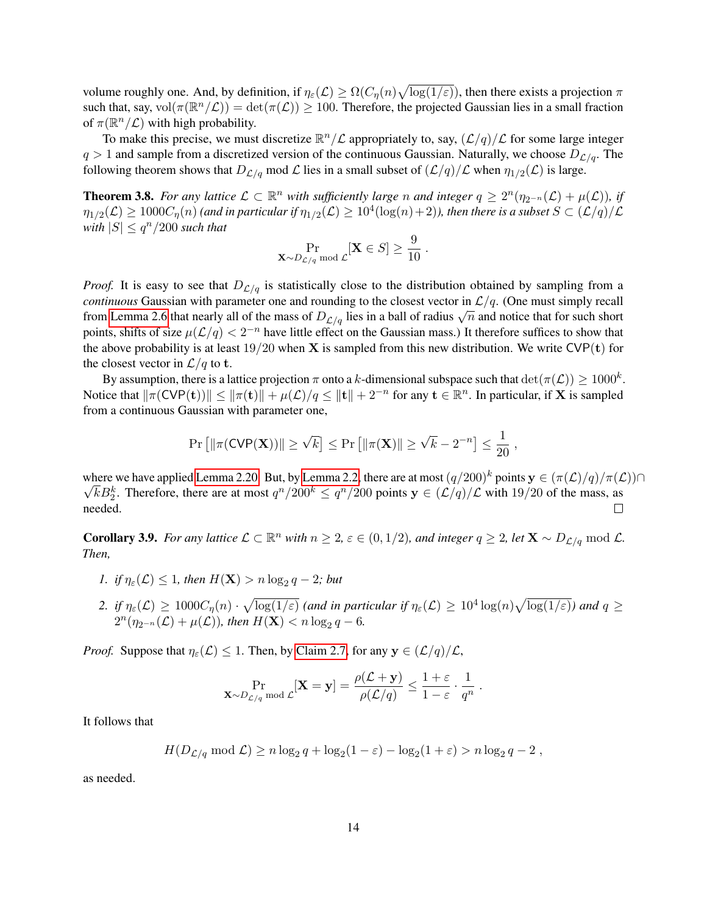volume roughly one. And, by definition, if $\eta_\varepsilon(\mathcal{L}) \geq \Omega(C_\eta(n)\sqrt{\log(1/\varepsilon)})$, then there exists a projection $\pi$ such that, say, $\mathrm{vol}(\pi(\mathbb{R}^n/\mathcal{L})) = \det(\pi(\mathcal{L})) \geq 100$. Therefore, the projected Gaussian lies in a small fraction of $\pi(\mathbb{R}^n/\mathcal{L})$ with high probability.

To make this precise, we must discretize $\mathbb{R}^n/\mathcal{L}$ appropriately to, say, $(\mathcal{L}/q)/\mathcal{L}$ for some large integer $q > 1$ and sample from a discretized version of the continuous Gaussian. Naturally, we choose $D_{\mathcal{L}/q}$. The following theorem shows that $D_{\mathcal{L}/q} \bmod \mathcal{L}$ lies in a small subset of $(\mathcal{L}/q)/\mathcal{L}$ when $\eta_{1/2}(\mathcal{L})$ is large.

**Theorem 3.8.** *For any lattice $\mathcal{L} \subset \mathbb{R}^n$ with sufficiently large $n$ and integer $q \geq 2^n(\eta_{2^{-n}}(\mathcal{L}) + \mu(\mathcal{L}))$, if $\eta_{1/2}(\mathcal{L}) \geq 1000C_\eta(n)$ (and in particular if $\eta_{1/2}(\mathcal{L}) \geq 10^4(\log(n)+2)$), then there is a subset $S \subset (\mathcal{L}/q)/\mathcal{L}$ with $|S| \leq q^n/200$ such that*

$$\Pr_{\mathbf{X} \sim D_{\mathcal{L}/q} \bmod \mathcal{L}}[\mathbf{X} \in S] \geq \frac{9}{10} .$$

*Proof.* It is easy to see that $D_{\mathcal{L}/q}$ is statistically close to the distribution obtained by sampling from a *continuous* Gaussian with parameter one and rounding to the closest vector in $\mathcal{L}/q$. (One must simply recall from Lemma 2.6 that nearly all of the mass of $D_{\mathcal{L}/q}$ lies in a ball of radius $\sqrt{n}$ and notice that for such short points, shifts of size $\mu(\mathcal{L}/q) < 2^{-n}$ have little effect on the Gaussian mass.) It therefore suffices to show that the above probability is at least $19/20$ when $\mathbf{X}$ is sampled from this new distribution. We write $\mathsf{CVP}(\mathbf{t})$ for the closest vector in $\mathcal{L}/q$ to $\mathbf{t}$.

By assumption, there is a lattice projection $\pi$ onto a $k$-dimensional subspace such that $\det(\pi(\mathcal{L})) \geq 1000^k$. Notice that $\|\pi(\mathsf{CVP}(\mathbf{t}))\| \leq \|\pi(\mathbf{t})\| + \mu(\mathcal{L})/q \leq \|\mathbf{t}\| + 2^{-n}$ for any $\mathbf{t} \in \mathbb{R}^n$. In particular, if $\mathbf{X}$ is sampled from a continuous Gaussian with parameter one,

$$\Pr\left[\|\pi(\mathsf{CVP}(\mathbf{X}))\| \geq \sqrt{k}\right] \leq \Pr\left[\|\pi(\mathbf{X})\| \geq \sqrt{k} - 2^{-n}\right] \leq \frac{1}{20} ,$$

where we have applied Lemma 2.20. But, by Lemma 2.2, there are at most $(q/200)^k$ points $\mathbf{y} \in (\pi(\mathcal{L})/q)/\pi(\mathcal{L})) \cap \sqrt{k}B_2^k$. Therefore, there are at most $q^n/200^k \leq q^n/200$ points $\mathbf{y} \in (\mathcal{L}/q)/\mathcal{L}$ with $19/20$ of the mass, as needed. ∎

**Corollary 3.9.** *For any lattice $\mathcal{L} \subset \mathbb{R}^n$ with $n \geq 2$, $\varepsilon \in (0, 1/2)$, and integer $q \geq 2$, let $\mathbf{X} \sim D_{\mathcal{L}/q} \bmod \mathcal{L}$. Then,*

1. *if $\eta_\varepsilon(\mathcal{L}) \leq 1$, then $H(\mathbf{X}) > n\log_2 q - 2$; but*
2. *if $\eta_\varepsilon(\mathcal{L}) \geq 1000C_\eta(n) \cdot \sqrt{\log(1/\varepsilon)}$ (and in particular if $\eta_\varepsilon(\mathcal{L}) \geq 10^4\log(n)\sqrt{\log(1/\varepsilon)}$) and $q \geq 2^n(\eta_{2^{-n}}(\mathcal{L}) + \mu(\mathcal{L}))$, then $H(\mathbf{X}) < n\log_2 q - 6$.*

*Proof.* Suppose that $\eta_\varepsilon(\mathcal{L}) \leq 1$. Then, by Claim 2.7, for any $\mathbf{y} \in (\mathcal{L}/q)/\mathcal{L}$,

$$\Pr_{\mathbf{X} \sim D_{\mathcal{L}/q} \bmod \mathcal{L}}[\mathbf{X} = \mathbf{y}] = \frac{\rho(\mathcal{L} + \mathbf{y})}{\rho(\mathcal{L}/q)} \leq \frac{1+\varepsilon}{1-\varepsilon} \cdot \frac{1}{q^n} .$$

It follows that

$$H(D_{\mathcal{L}/q} \bmod \mathcal{L}) \geq n\log_2 q + \log_2(1-\varepsilon) - \log_2(1+\varepsilon) > n\log_2 q - 2 ,$$

as needed.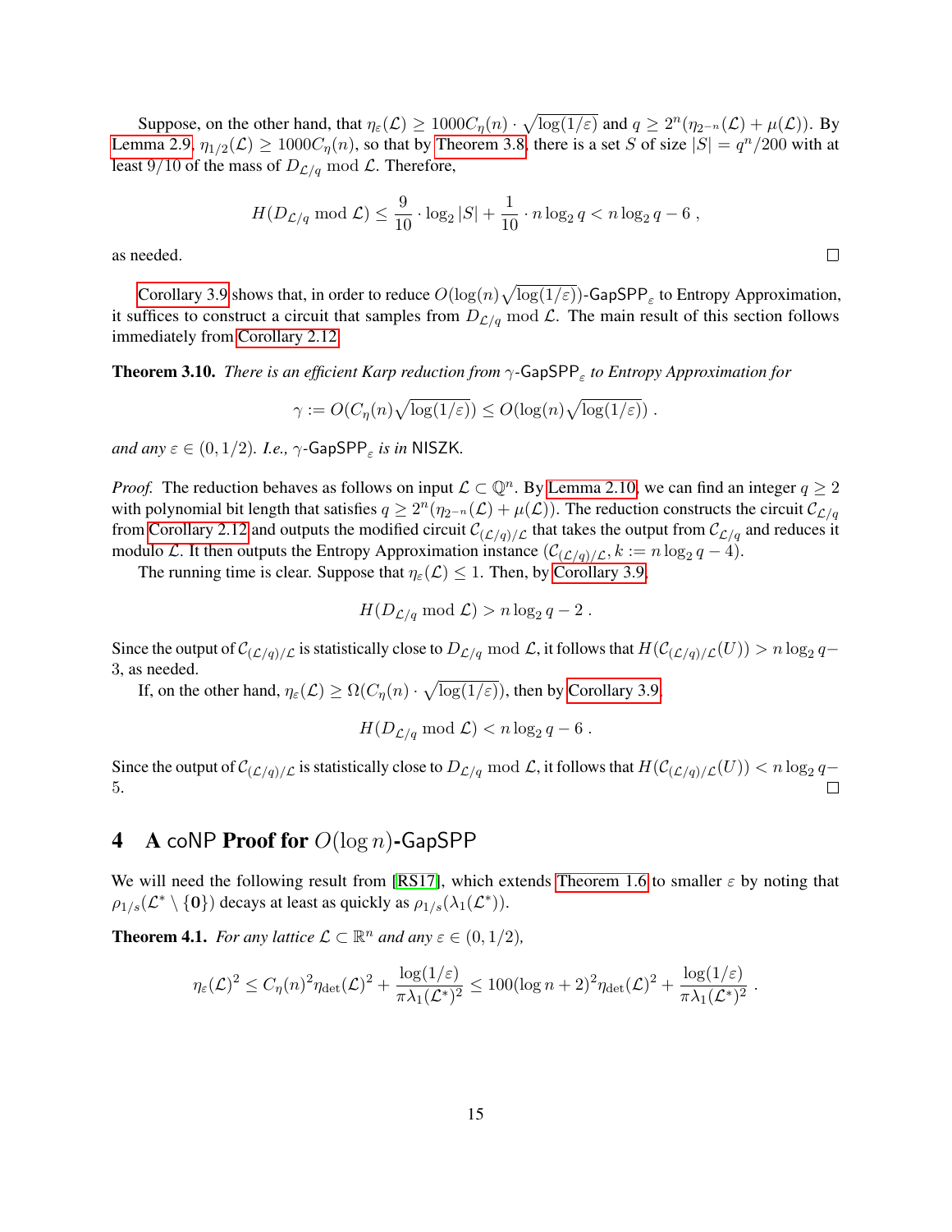Suppose, on the other hand, that $\eta_\varepsilon(\mathcal{L}) \geq 1000 C_\eta(n) \cdot \sqrt{\log(1/\varepsilon)}$ and $q \geq 2^n(\eta_{2^{-n}}(\mathcal{L}) + \mu(\mathcal{L}))$. By Lemma 2.9, $\eta_{1/2}(\mathcal{L}) \geq 1000 C_\eta(n)$, so that by Theorem 3.8, there is a set $S$ of size $|S| = q^n/200$ with at least $9/10$ of the mass of $D_{\mathcal{L}/q} \bmod \mathcal{L}$. Therefore,

$$H(D_{\mathcal{L}/q} \bmod \mathcal{L}) \leq \frac{9}{10} \cdot \log_2 |S| + \frac{1}{10} \cdot n \log_2 q < n \log_2 q - 6 \; ,$$

as needed. $\square$

Corollary 3.9 shows that, in order to reduce $O(\log(n)\sqrt{\log(1/\varepsilon)})$-$\mathsf{GapSPP}_\varepsilon$ to Entropy Approximation, it suffices to construct a circuit that samples from $D_{\mathcal{L}/q} \bmod \mathcal{L}$. The main result of this section follows immediately from Corollary 2.12.

**Theorem 3.10.** *There is an efficient Karp reduction from $\gamma$-$\mathsf{GapSPP}_\varepsilon$ to Entropy Approximation for*

$$\gamma := O(C_\eta(n)\sqrt{\log(1/\varepsilon)}) \leq O(\log(n)\sqrt{\log(1/\varepsilon)}) \; .$$

*and any $\varepsilon \in (0, 1/2)$. I.e., $\gamma$-$\mathsf{GapSPP}_\varepsilon$ is in $\mathsf{NISZK}$.*

*Proof.* The reduction behaves as follows on input $\mathcal{L} \subset \mathbb{Q}^n$. By Lemma 2.10, we can find an integer $q \geq 2$ with polynomial bit length that satisfies $q \geq 2^n(\eta_{2^{-n}}(\mathcal{L}) + \mu(\mathcal{L}))$. The reduction constructs the circuit $\mathcal{C}_{\mathcal{L}/q}$ from Corollary 2.12 and outputs the modified circuit $\mathcal{C}_{(\mathcal{L}/q)/\mathcal{L}}$ that takes the output from $\mathcal{C}_{\mathcal{L}/q}$ and reduces it modulo $\mathcal{L}$. It then outputs the Entropy Approximation instance $(\mathcal{C}_{(\mathcal{L}/q)/\mathcal{L}}, k := n \log_2 q - 4)$.

The running time is clear. Suppose that $\eta_\varepsilon(\mathcal{L}) \leq 1$. Then, by Corollary 3.9,

$$H(D_{\mathcal{L}/q} \bmod \mathcal{L}) > n \log_2 q - 2 \; .$$

Since the output of $\mathcal{C}_{(\mathcal{L}/q)/\mathcal{L}}$ is statistically close to $D_{\mathcal{L}/q} \bmod \mathcal{L}$, it follows that $H(\mathcal{C}_{(\mathcal{L}/q)/\mathcal{L}}(U)) > n \log_2 q - 3$, as needed.

If, on the other hand, $\eta_\varepsilon(\mathcal{L}) \geq \Omega(C_\eta(n) \cdot \sqrt{\log(1/\varepsilon)})$, then by Corollary 3.9,

$$H(D_{\mathcal{L}/q} \bmod \mathcal{L}) < n \log_2 q - 6 \; .$$

Since the output of $\mathcal{C}_{(\mathcal{L}/q)/\mathcal{L}}$ is statistically close to $D_{\mathcal{L}/q} \bmod \mathcal{L}$, it follows that $H(\mathcal{C}_{(\mathcal{L}/q)/\mathcal{L}}(U)) < n \log_2 q - 5$. $\square$

## 4 A coNP Proof for $O(\log n)$-GapSPP

We will need the following result from [RS17], which extends Theorem 1.6 to smaller $\varepsilon$ by noting that $\rho_{1/s}(\mathcal{L}^* \setminus \{\mathbf{0}\})$ decays at least as quickly as $\rho_{1/s}(\lambda_1(\mathcal{L}^*))$.

**Theorem 4.1.** *For any lattice $\mathcal{L} \subset \mathbb{R}^n$ and any $\varepsilon \in (0, 1/2)$,*

$$\eta_\varepsilon(\mathcal{L})^2 \leq C_\eta(n)^2 \eta_{\det}(\mathcal{L})^2 + \frac{\log(1/\varepsilon)}{\pi \lambda_1(\mathcal{L}^*)^2} \leq 100(\log n + 2)^2 \eta_{\det}(\mathcal{L})^2 + \frac{\log(1/\varepsilon)}{\pi \lambda_1(\mathcal{L}^*)^2} \; .$$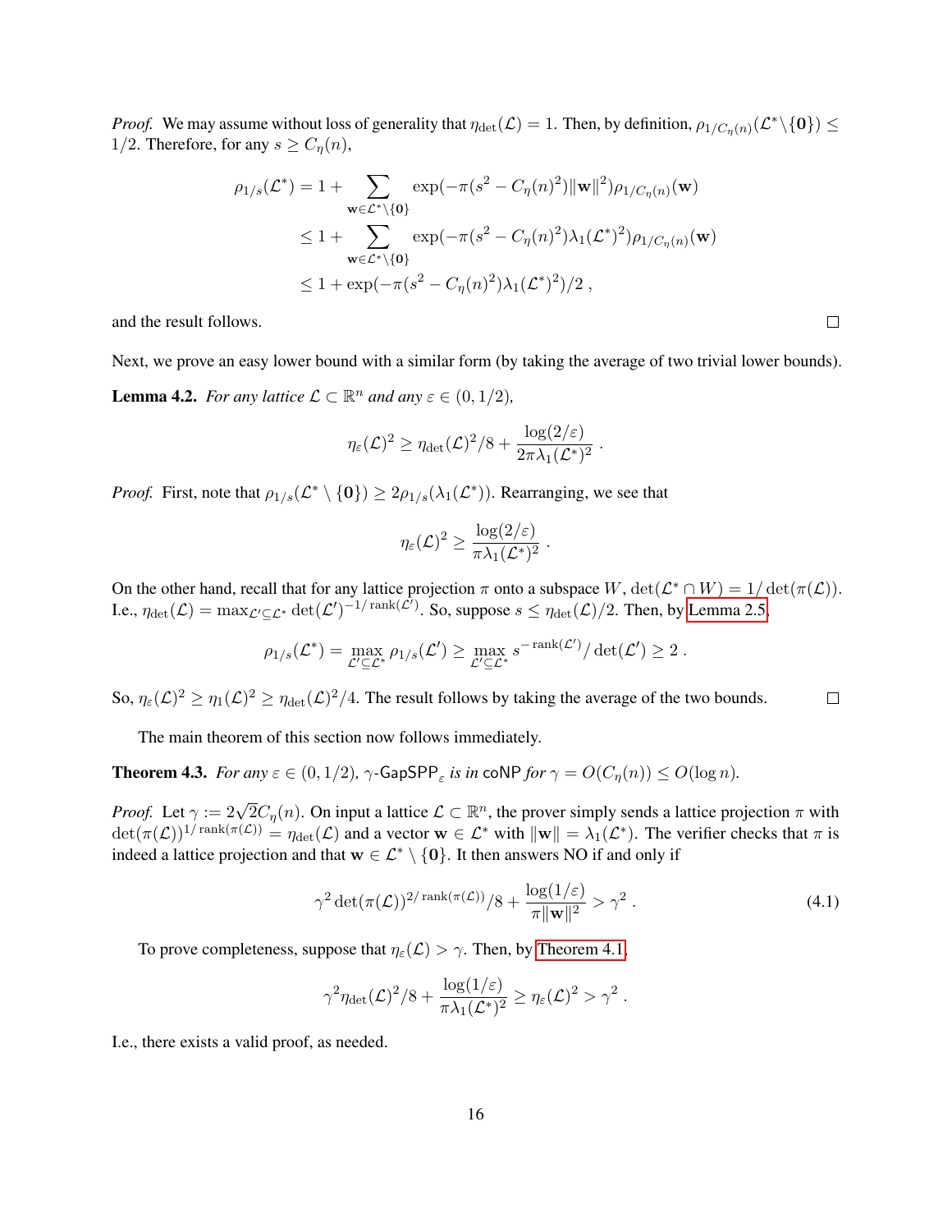*Proof.* We may assume without loss of generality that $\eta_{\det}(\mathcal{L}) = 1$. Then, by definition, $\rho_{1/C_\eta(n)}(\mathcal{L}^* \setminus \{\mathbf{0}\}) \le 1/2$. Therefore, for any $s \ge C_\eta(n)$,

$$
\begin{aligned}
\rho_{1/s}(\mathcal{L}^*) &= 1 + \sum_{\mathbf{w} \in \mathcal{L}^* \setminus \{\mathbf{0}\}} \exp(-\pi(s^2 - C_\eta(n)^2)\|\mathbf{w}\|^2)\rho_{1/C_\eta(n)}(\mathbf{w}) \\
&\le 1 + \sum_{\mathbf{w} \in \mathcal{L}^* \setminus \{\mathbf{0}\}} \exp(-\pi(s^2 - C_\eta(n)^2)\lambda_1(\mathcal{L}^*)^2)\rho_{1/C_\eta(n)}(\mathbf{w}) \\
&\le 1 + \exp(-\pi(s^2 - C_\eta(n)^2)\lambda_1(\mathcal{L}^*)^2)/2 \; ,
\end{aligned}
$$

and the result follows. $\square$

Next, we prove an easy lower bound with a similar form (by taking the average of two trivial lower bounds).

**Lemma 4.2.** *For any lattice $\mathcal{L} \subset \mathbb{R}^n$ and any $\varepsilon \in (0, 1/2)$,*

$$
\eta_\varepsilon(\mathcal{L})^2 \ge \eta_{\det}(\mathcal{L})^2/8 + \frac{\log(2/\varepsilon)}{2\pi\lambda_1(\mathcal{L}^*)^2} \; .
$$

*Proof.* First, note that $\rho_{1/s}(\mathcal{L}^* \setminus \{\mathbf{0}\}) \ge 2\rho_{1/s}(\lambda_1(\mathcal{L}^*))$. Rearranging, we see that

$$
\eta_\varepsilon(\mathcal{L})^2 \ge \frac{\log(2/\varepsilon)}{\pi\lambda_1(\mathcal{L}^*)^2} \; .
$$

On the other hand, recall that for any lattice projection $\pi$ onto a subspace $W$, $\det(\mathcal{L}^* \cap W) = 1/\det(\pi(\mathcal{L}))$. I.e., $\eta_{\det}(\mathcal{L}) = \max_{\mathcal{L}' \subseteq \mathcal{L}^*} \det(\mathcal{L}')^{-1/\operatorname{rank}(\mathcal{L}')}$. So, suppose $s \le \eta_{\det}(\mathcal{L})/2$. Then, by Lemma 2.5,

$$
\rho_{1/s}(\mathcal{L}^*) = \max_{\mathcal{L}' \subseteq \mathcal{L}^*} \rho_{1/s}(\mathcal{L}') \ge \max_{\mathcal{L}' \subseteq \mathcal{L}^*} s^{-\operatorname{rank}(\mathcal{L}')}/\det(\mathcal{L}') \ge 2 \; .
$$

So, $\eta_\varepsilon(\mathcal{L})^2 \ge \eta_1(\mathcal{L})^2 \ge \eta_{\det}(\mathcal{L})^2/4$. The result follows by taking the average of the two bounds. $\square$

The main theorem of this section now follows immediately.

**Theorem 4.3.** *For any $\varepsilon \in (0, 1/2)$, $\gamma$-$\mathsf{GapSPP}_\varepsilon$ is in $\mathsf{coNP}$ for $\gamma = O(C_\eta(n)) \le O(\log n)$.*

*Proof.* Let $\gamma := 2\sqrt{2}C_\eta(n)$. On input a lattice $\mathcal{L} \subset \mathbb{R}^n$, the prover simply sends a lattice projection $\pi$ with $\det(\pi(\mathcal{L}))^{1/\operatorname{rank}(\pi(\mathcal{L}))} = \eta_{\det}(\mathcal{L})$ and a vector $\mathbf{w} \in \mathcal{L}^*$ with $\|\mathbf{w}\| = \lambda_1(\mathcal{L}^*)$. The verifier checks that $\pi$ is indeed a lattice projection and that $\mathbf{w} \in \mathcal{L}^* \setminus \{\mathbf{0}\}$. It then answers NO if and only if

$$
\gamma^2 \det(\pi(\mathcal{L}))^{2/\operatorname{rank}(\pi(\mathcal{L}))}/8 + \frac{\log(1/\varepsilon)}{\pi\|\mathbf{w}\|^2} > \gamma^2 \; . \tag{4.1}
$$

To prove completeness, suppose that $\eta_\varepsilon(\mathcal{L}) > \gamma$. Then, by Theorem 4.1,

$$
\gamma^2\eta_{\det}(\mathcal{L})^2/8 + \frac{\log(1/\varepsilon)}{\pi\lambda_1(\mathcal{L}^*)^2} \ge \eta_\varepsilon(\mathcal{L})^2 > \gamma^2 \; .
$$

I.e., there exists a valid proof, as needed.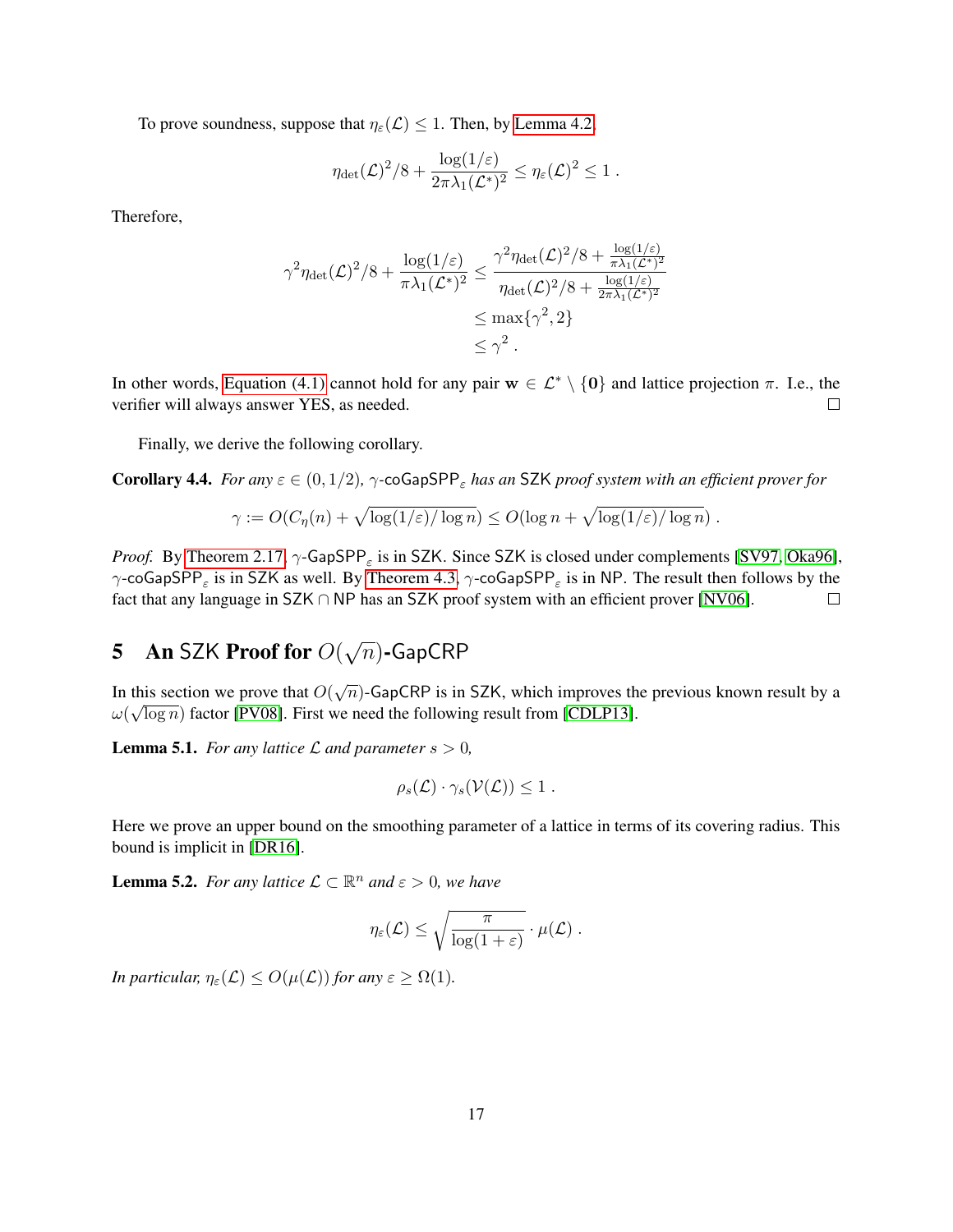To prove soundness, suppose that $\eta_\varepsilon(\mathcal{L}) \le 1$. Then, by Lemma 4.2,

$$\eta_{\det}(\mathcal{L})^2/8 + \frac{\log(1/\varepsilon)}{2\pi\lambda_1(\mathcal{L}^*)^2} \le \eta_\varepsilon(\mathcal{L})^2 \le 1 \; .$$

Therefore,

$$\begin{aligned}
\gamma^2\eta_{\det}(\mathcal{L})^2/8 + \frac{\log(1/\varepsilon)}{\pi\lambda_1(\mathcal{L}^*)^2} &\le \frac{\gamma^2\eta_{\det}(\mathcal{L})^2/8 + \frac{\log(1/\varepsilon)}{\pi\lambda_1(\mathcal{L}^*)^2}}{\eta_{\det}(\mathcal{L})^2/8 + \frac{\log(1/\varepsilon)}{2\pi\lambda_1(\mathcal{L}^*)^2}} \\
&\le \max\{\gamma^2, 2\} \\
&\le \gamma^2 \; .
\end{aligned}$$

In other words, Equation (4.1) cannot hold for any pair $\mathbf{w} \in \mathcal{L}^* \setminus \{\mathbf{0}\}$ and lattice projection $\pi$. I.e., the verifier will always answer YES, as needed. ∎

Finally, we derive the following corollary.

**Corollary 4.4.** *For any $\varepsilon \in (0, 1/2)$, $\gamma$-$\mathsf{coGapSPP}_\varepsilon$ has an $\mathsf{SZK}$ proof system with an efficient prover for*

$$\gamma := O(C_\eta(n) + \sqrt{\log(1/\varepsilon)/\log n}) \le O(\log n + \sqrt{\log(1/\varepsilon)/\log n}) \; .$$

*Proof.* By Theorem 2.17, $\gamma$-$\mathsf{GapSPP}_\varepsilon$ is in $\mathsf{SZK}$. Since $\mathsf{SZK}$ is closed under complements [SV97, Oka96], $\gamma$-$\mathsf{coGapSPP}_\varepsilon$ is in $\mathsf{SZK}$ as well. By Theorem 4.3, $\gamma$-$\mathsf{coGapSPP}_\varepsilon$ is in $\mathsf{NP}$. The result then follows by the fact that any language in $\mathsf{SZK} \cap \mathsf{NP}$ has an $\mathsf{SZK}$ proof system with an efficient prover [NV06]. ∎

# 5 An $\mathsf{SZK}$ Proof for $O(\sqrt{n})$-$\mathsf{GapCRP}$

In this section we prove that $O(\sqrt{n})$-$\mathsf{GapCRP}$ is in $\mathsf{SZK}$, which improves the previous known result by a $\omega(\sqrt{\log n})$ factor [PV08]. First we need the following result from [CDLP13].

**Lemma 5.1.** *For any lattice $\mathcal{L}$ and parameter $s > 0$,*

$$\rho_s(\mathcal{L}) \cdot \gamma_s(\mathcal{V}(\mathcal{L})) \le 1 \; .$$

Here we prove an upper bound on the smoothing parameter of a lattice in terms of its covering radius. This bound is implicit in [DR16].

**Lemma 5.2.** *For any lattice $\mathcal{L} \subset \mathbb{R}^n$ and $\varepsilon > 0$, we have*

$$\eta_\varepsilon(\mathcal{L}) \le \sqrt{\frac{\pi}{\log(1+\varepsilon)}} \cdot \mu(\mathcal{L}) \; .$$

*In particular, $\eta_\varepsilon(\mathcal{L}) \le O(\mu(\mathcal{L}))$ for any $\varepsilon \ge \Omega(1)$.*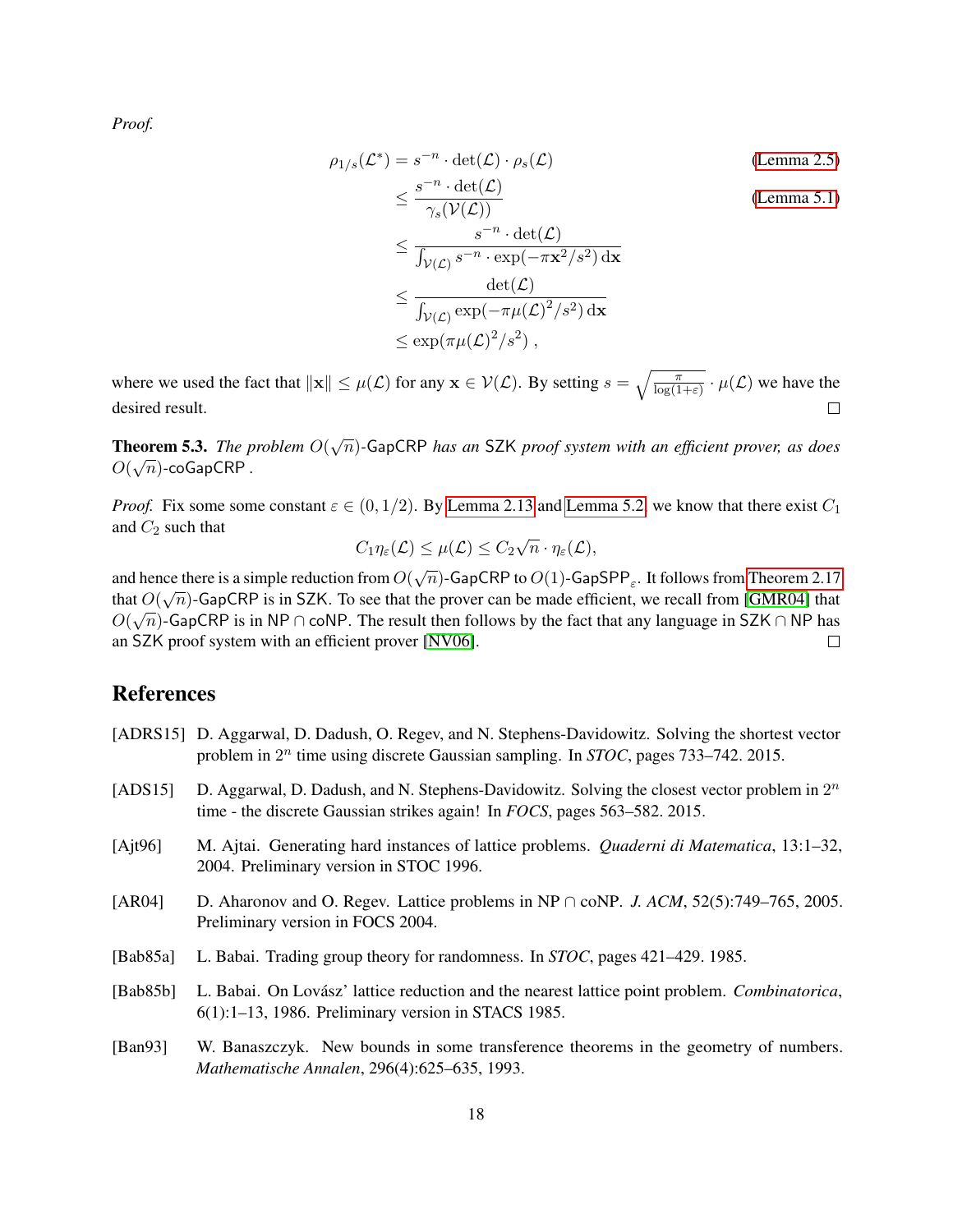*Proof.*

$$
\begin{aligned}
\rho_{1/s}(\mathcal{L}^*) &= s^{-n} \cdot \det(\mathcal{L}) \cdot \rho_s(\mathcal{L}) && \text{(Lemma 2.5)} \\
&\leq \frac{s^{-n} \cdot \det(\mathcal{L})}{\gamma_s(\mathcal{V}(\mathcal{L}))} && \text{(Lemma 5.1)} \\
&\leq \frac{s^{-n} \cdot \det(\mathcal{L})}{\int_{\mathcal{V}(\mathcal{L})} s^{-n} \cdot \exp(-\pi \mathbf{x}^2/s^2)\, \mathrm{d}\mathbf{x}} \\
&\leq \frac{\det(\mathcal{L})}{\int_{\mathcal{V}(\mathcal{L})} \exp(-\pi \mu(\mathcal{L})^2/s^2)\, \mathrm{d}\mathbf{x}} \\
&\leq \exp(\pi \mu(\mathcal{L})^2/s^2) \;,
\end{aligned}
$$

where we used the fact that $\|\mathbf{x}\| \leq \mu(\mathcal{L})$ for any $\mathbf{x} \in \mathcal{V}(\mathcal{L})$. By setting $s = \sqrt{\frac{\pi}{\log(1+\varepsilon)}} \cdot \mu(\mathcal{L})$ we have the desired result. □

**Theorem 5.3.** *The problem $O(\sqrt{n})$-GapCRP has an SZK proof system with an efficient prover, as does $O(\sqrt{n})$-coGapCRP .*

*Proof.* Fix some some constant $\varepsilon \in (0, 1/2)$. By Lemma 2.13 and Lemma 5.2, we know that there exist $C_1$ and $C_2$ such that

$$
C_1 \eta_\varepsilon(\mathcal{L}) \leq \mu(\mathcal{L}) \leq C_2\sqrt{n} \cdot \eta_\varepsilon(\mathcal{L}),
$$

and hence there is a simple reduction from $O(\sqrt{n})$-GapCRP to $O(1)$-GapSPP$_\varepsilon$. It follows from Theorem 2.17 that $O(\sqrt{n})$-GapCRP is in SZK. To see that the prover can be made efficient, we recall from [GMR04] that $O(\sqrt{n})$-GapCRP is in NP $\cap$ coNP. The result then follows by the fact that any language in SZK $\cap$ NP has an SZK proof system with an efficient prover [NV06]. □

# References

[ADRS15] D. Aggarwal, D. Dadush, O. Regev, and N. Stephens-Davidowitz. Solving the shortest vector problem in $2^n$ time using discrete Gaussian sampling. In *STOC*, pages 733–742. 2015.

[ADS15] D. Aggarwal, D. Dadush, and N. Stephens-Davidowitz. Solving the closest vector problem in $2^n$ time - the discrete Gaussian strikes again! In *FOCS*, pages 563–582. 2015.

[Ajt96] M. Ajtai. Generating hard instances of lattice problems. *Quaderni di Matematica*, 13:1–32, 2004. Preliminary version in STOC 1996.

[AR04] D. Aharonov and O. Regev. Lattice problems in NP $\cap$ coNP. *J. ACM*, 52(5):749–765, 2005. Preliminary version in FOCS 2004.

[Bab85a] L. Babai. Trading group theory for randomness. In *STOC*, pages 421–429. 1985.

[Bab85b] L. Babai. On Lovász' lattice reduction and the nearest lattice point problem. *Combinatorica*, 6(1):1–13, 1986. Preliminary version in STACS 1985.

[Ban93] W. Banaszczyk. New bounds in some transference theorems in the geometry of numbers. *Mathematische Annalen*, 296(4):625–635, 1993.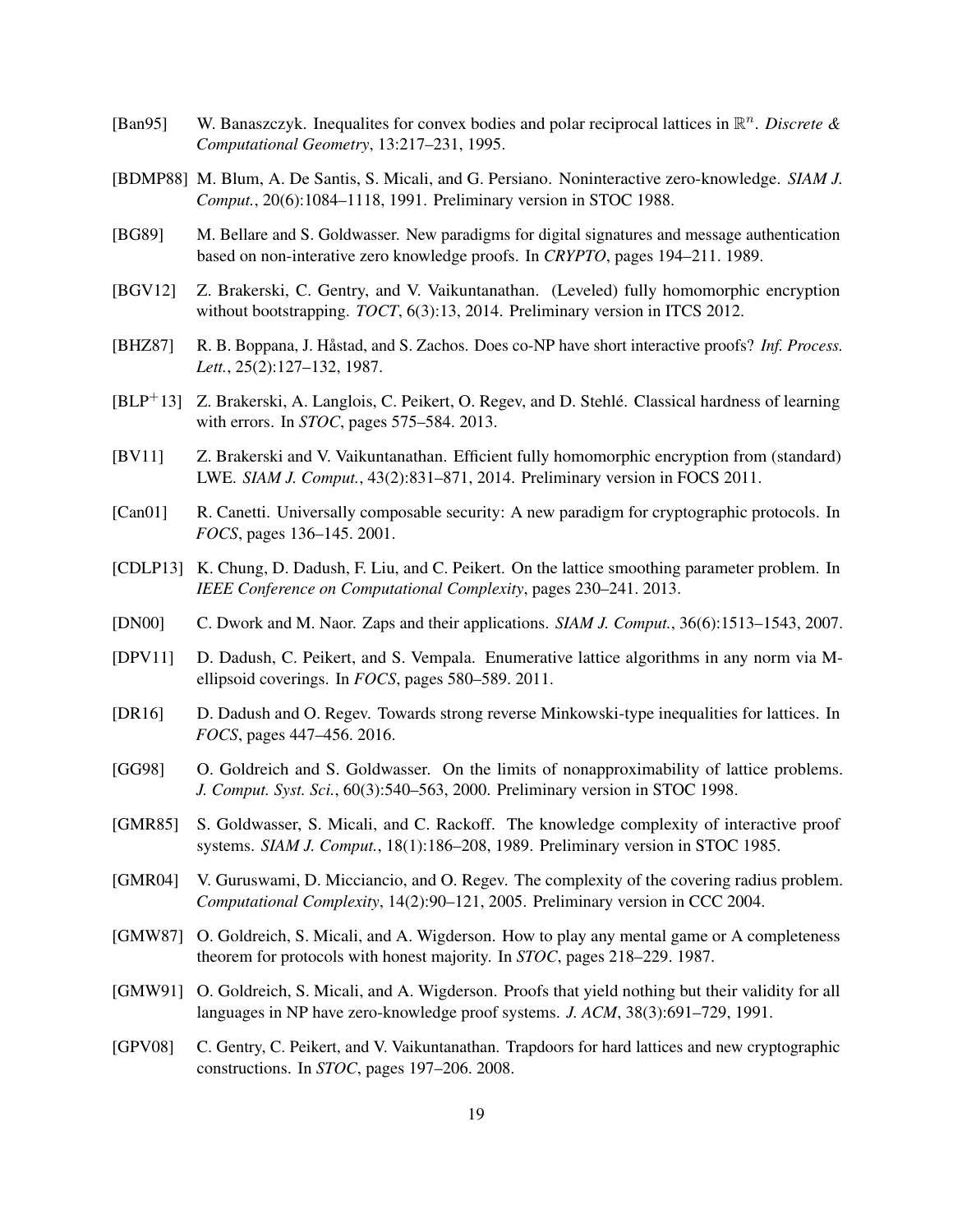[Ban95] W. Banaszczyk. Inequalites for convex bodies and polar reciprocal lattices in $\mathbb{R}^n$. *Discrete & Computational Geometry*, 13:217–231, 1995.

[BDMP88] M. Blum, A. De Santis, S. Micali, and G. Persiano. Noninteractive zero-knowledge. *SIAM J. Comput.*, 20(6):1084–1118, 1991. Preliminary version in STOC 1988.

[BG89] M. Bellare and S. Goldwasser. New paradigms for digital signatures and message authentication based on non-interative zero knowledge proofs. In *CRYPTO*, pages 194–211. 1989.

[BGV12] Z. Brakerski, C. Gentry, and V. Vaikuntanathan. (Leveled) fully homomorphic encryption without bootstrapping. *TOCT*, 6(3):13, 2014. Preliminary version in ITCS 2012.

[BHZ87] R. B. Boppana, J. Håstad, and S. Zachos. Does co-NP have short interactive proofs? *Inf. Process. Lett.*, 25(2):127–132, 1987.

[BLP+13] Z. Brakerski, A. Langlois, C. Peikert, O. Regev, and D. Stehlé. Classical hardness of learning with errors. In *STOC*, pages 575–584. 2013.

[BV11] Z. Brakerski and V. Vaikuntanathan. Efficient fully homomorphic encryption from (standard) LWE. *SIAM J. Comput.*, 43(2):831–871, 2014. Preliminary version in FOCS 2011.

[Can01] R. Canetti. Universally composable security: A new paradigm for cryptographic protocols. In *FOCS*, pages 136–145. 2001.

[CDLP13] K. Chung, D. Dadush, F. Liu, and C. Peikert. On the lattice smoothing parameter problem. In *IEEE Conference on Computational Complexity*, pages 230–241. 2013.

[DN00] C. Dwork and M. Naor. Zaps and their applications. *SIAM J. Comput.*, 36(6):1513–1543, 2007.

[DPV11] D. Dadush, C. Peikert, and S. Vempala. Enumerative lattice algorithms in any norm via M-ellipsoid coverings. In *FOCS*, pages 580–589. 2011.

[DR16] D. Dadush and O. Regev. Towards strong reverse Minkowski-type inequalities for lattices. In *FOCS*, pages 447–456. 2016.

[GG98] O. Goldreich and S. Goldwasser. On the limits of nonapproximability of lattice problems. *J. Comput. Syst. Sci.*, 60(3):540–563, 2000. Preliminary version in STOC 1998.

[GMR85] S. Goldwasser, S. Micali, and C. Rackoff. The knowledge complexity of interactive proof systems. *SIAM J. Comput.*, 18(1):186–208, 1989. Preliminary version in STOC 1985.

[GMR04] V. Guruswami, D. Micciancio, and O. Regev. The complexity of the covering radius problem. *Computational Complexity*, 14(2):90–121, 2005. Preliminary version in CCC 2004.

[GMW87] O. Goldreich, S. Micali, and A. Wigderson. How to play any mental game or A completeness theorem for protocols with honest majority. In *STOC*, pages 218–229. 1987.

[GMW91] O. Goldreich, S. Micali, and A. Wigderson. Proofs that yield nothing but their validity for all languages in NP have zero-knowledge proof systems. *J. ACM*, 38(3):691–729, 1991.

[GPV08] C. Gentry, C. Peikert, and V. Vaikuntanathan. Trapdoors for hard lattices and new cryptographic constructions. In *STOC*, pages 197–206. 2008.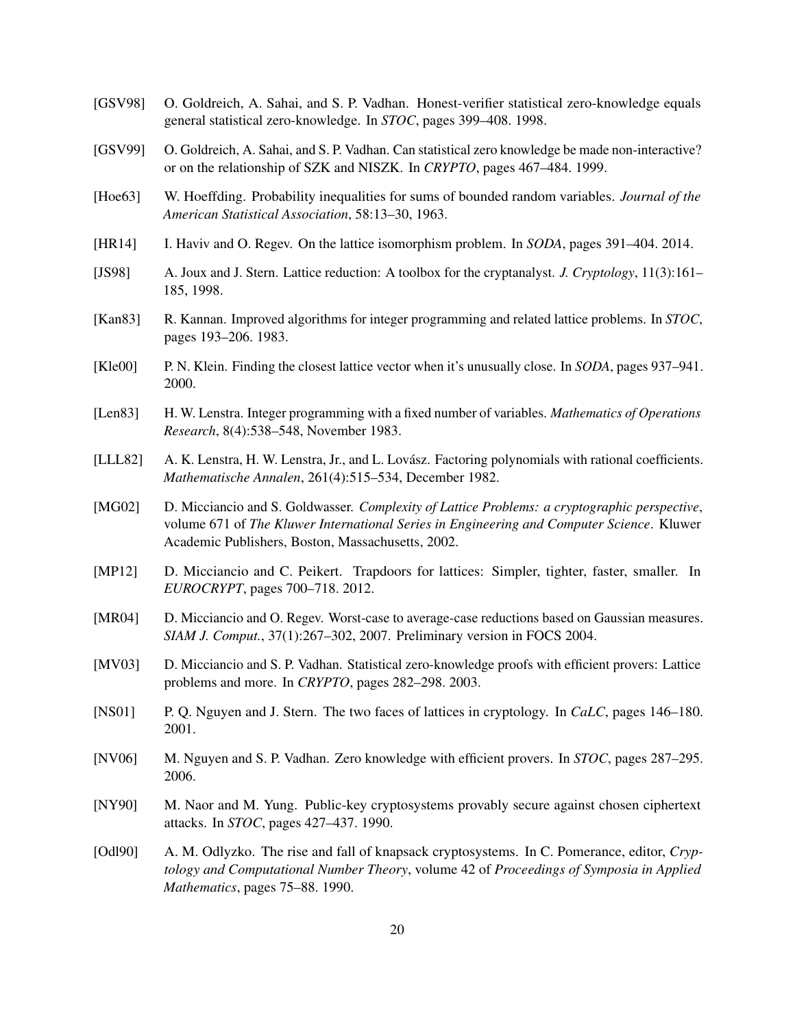- [GSV98] O. Goldreich, A. Sahai, and S. P. Vadhan. Honest-verifier statistical zero-knowledge equals general statistical zero-knowledge. In *STOC*, pages 399–408. 1998.

- [GSV99] O. Goldreich, A. Sahai, and S. P. Vadhan. Can statistical zero knowledge be made non-interactive? or on the relationship of SZK and NISZK. In *CRYPTO*, pages 467–484. 1999.

- [Hoe63] W. Hoeffding. Probability inequalities for sums of bounded random variables. *Journal of the American Statistical Association*, 58:13–30, 1963.

- [HR14] I. Haviv and O. Regev. On the lattice isomorphism problem. In *SODA*, pages 391–404. 2014.

- [JS98] A. Joux and J. Stern. Lattice reduction: A toolbox for the cryptanalyst. *J. Cryptology*, 11(3):161–185, 1998.

- [Kan83] R. Kannan. Improved algorithms for integer programming and related lattice problems. In *STOC*, pages 193–206. 1983.

- [Kle00] P. N. Klein. Finding the closest lattice vector when it's unusually close. In *SODA*, pages 937–941. 2000.

- [Len83] H. W. Lenstra. Integer programming with a fixed number of variables. *Mathematics of Operations Research*, 8(4):538–548, November 1983.

- [LLL82] A. K. Lenstra, H. W. Lenstra, Jr., and L. Lovász. Factoring polynomials with rational coefficients. *Mathematische Annalen*, 261(4):515–534, December 1982.

- [MG02] D. Micciancio and S. Goldwasser. *Complexity of Lattice Problems: a cryptographic perspective*, volume 671 of *The Kluwer International Series in Engineering and Computer Science*. Kluwer Academic Publishers, Boston, Massachusetts, 2002.

- [MP12] D. Micciancio and C. Peikert. Trapdoors for lattices: Simpler, tighter, faster, smaller. In *EUROCRYPT*, pages 700–718. 2012.

- [MR04] D. Micciancio and O. Regev. Worst-case to average-case reductions based on Gaussian measures. *SIAM J. Comput.*, 37(1):267–302, 2007. Preliminary version in FOCS 2004.

- [MV03] D. Micciancio and S. P. Vadhan. Statistical zero-knowledge proofs with efficient provers: Lattice problems and more. In *CRYPTO*, pages 282–298. 2003.

- [NS01] P. Q. Nguyen and J. Stern. The two faces of lattices in cryptology. In *CaLC*, pages 146–180. 2001.

- [NV06] M. Nguyen and S. P. Vadhan. Zero knowledge with efficient provers. In *STOC*, pages 287–295. 2006.

- [NY90] M. Naor and M. Yung. Public-key cryptosystems provably secure against chosen ciphertext attacks. In *STOC*, pages 427–437. 1990.

- [Odl90] A. M. Odlyzko. The rise and fall of knapsack cryptosystems. In C. Pomerance, editor, *Cryptology and Computational Number Theory*, volume 42 of *Proceedings of Symposia in Applied Mathematics*, pages 75–88. 1990.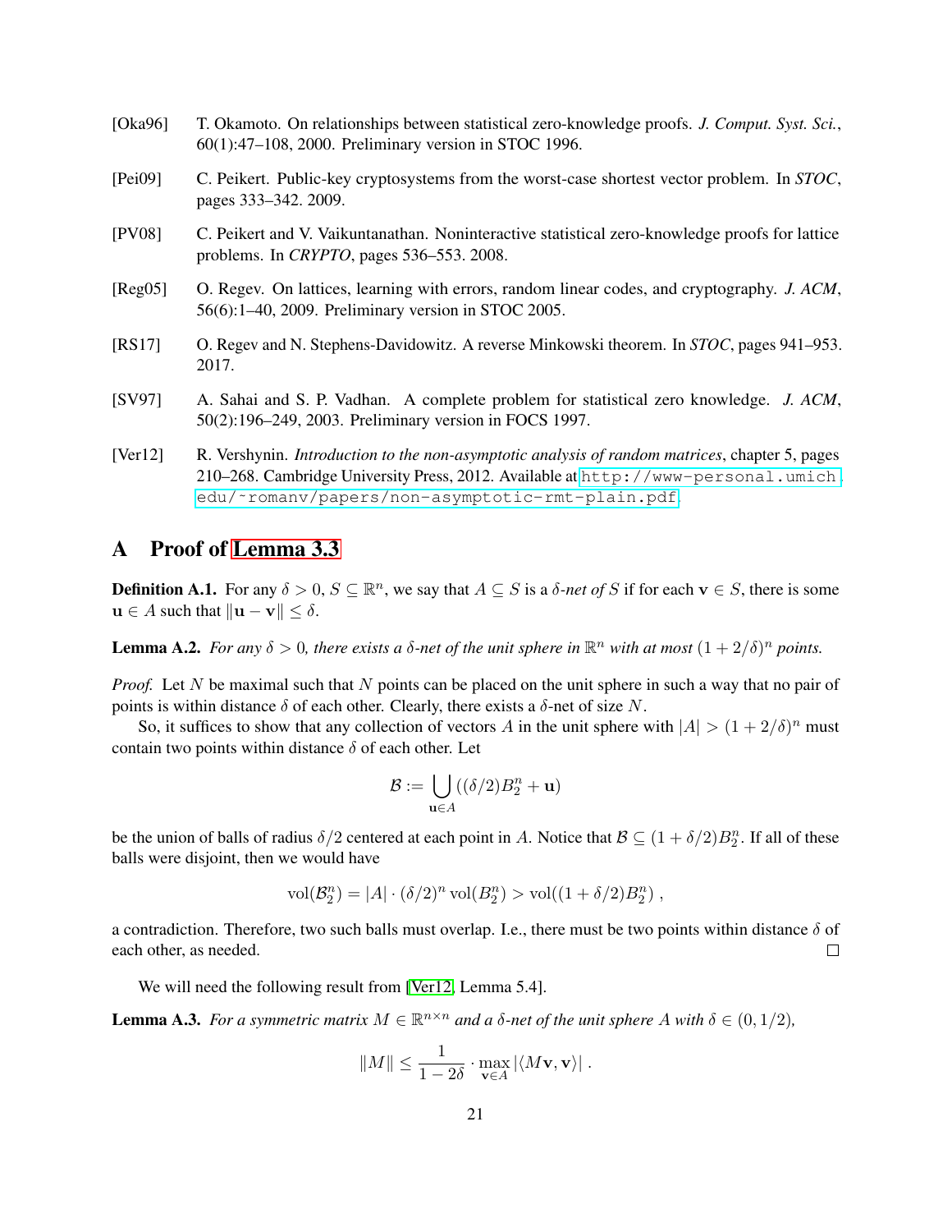[Oka96] T. Okamoto. On relationships between statistical zero-knowledge proofs. *J. Comput. Syst. Sci.*, 60(1):47–108, 2000. Preliminary version in STOC 1996.

[Pei09] C. Peikert. Public-key cryptosystems from the worst-case shortest vector problem. In *STOC*, pages 333–342. 2009.

[PV08] C. Peikert and V. Vaikuntanathan. Noninteractive statistical zero-knowledge proofs for lattice problems. In *CRYPTO*, pages 536–553. 2008.

[Reg05] O. Regev. On lattices, learning with errors, random linear codes, and cryptography. *J. ACM*, 56(6):1–40, 2009. Preliminary version in STOC 2005.

[RS17] O. Regev and N. Stephens-Davidowitz. A reverse Minkowski theorem. In *STOC*, pages 941–953. 2017.

[SV97] A. Sahai and S. P. Vadhan. A complete problem for statistical zero knowledge. *J. ACM*, 50(2):196–249, 2003. Preliminary version in FOCS 1997.

[Ver12] R. Vershynin. *Introduction to the non-asymptotic analysis of random matrices*, chapter 5, pages 210–268. Cambridge University Press, 2012. Available at http://www-personal.umich.edu/~romanv/papers/non-asymptotic-rmt-plain.pdf.

# A Proof of Lemma 3.3

**Definition A.1.** For any $\delta > 0$, $S \subseteq \mathbb{R}^n$, we say that $A \subseteq S$ is a *$\delta$-net of $S$* if for each $\mathbf{v} \in S$, there is some $\mathbf{u} \in A$ such that $\|\mathbf{u} - \mathbf{v}\| \leq \delta$.

**Lemma A.2.** *For any $\delta > 0$, there exists a $\delta$-net of the unit sphere in $\mathbb{R}^n$ with at most $(1 + 2/\delta)^n$ points.*

*Proof.* Let $N$ be maximal such that $N$ points can be placed on the unit sphere in such a way that no pair of points is within distance $\delta$ of each other. Clearly, there exists a $\delta$-net of size $N$.

So, it suffices to show that any collection of vectors $A$ in the unit sphere with $|A| > (1 + 2/\delta)^n$ must contain two points within distance $\delta$ of each other. Let

$$\mathcal{B} := \bigcup_{\mathbf{u} \in A} ((\delta/2)B_2^n + \mathbf{u})$$

be the union of balls of radius $\delta/2$ centered at each point in $A$. Notice that $\mathcal{B} \subseteq (1 + \delta/2)B_2^n$. If all of these balls were disjoint, then we would have

$$\mathrm{vol}(\mathcal{B}_2^n) = |A| \cdot (\delta/2)^n \, \mathrm{vol}(B_2^n) > \mathrm{vol}((1 + \delta/2)B_2^n) \; ,$$

a contradiction. Therefore, two such balls must overlap. I.e., there must be two points within distance $\delta$ of each other, as needed. ∎

We will need the following result from [Ver12, Lemma 5.4].

**Lemma A.3.** *For a symmetric matrix $M \in \mathbb{R}^{n \times n}$ and a $\delta$-net of the unit sphere $A$ with $\delta \in (0, 1/2)$,*

$$\|M\| \leq \frac{1}{1 - 2\delta} \cdot \max_{\mathbf{v} \in A} |\langle M\mathbf{v}, \mathbf{v} \rangle| \; .$$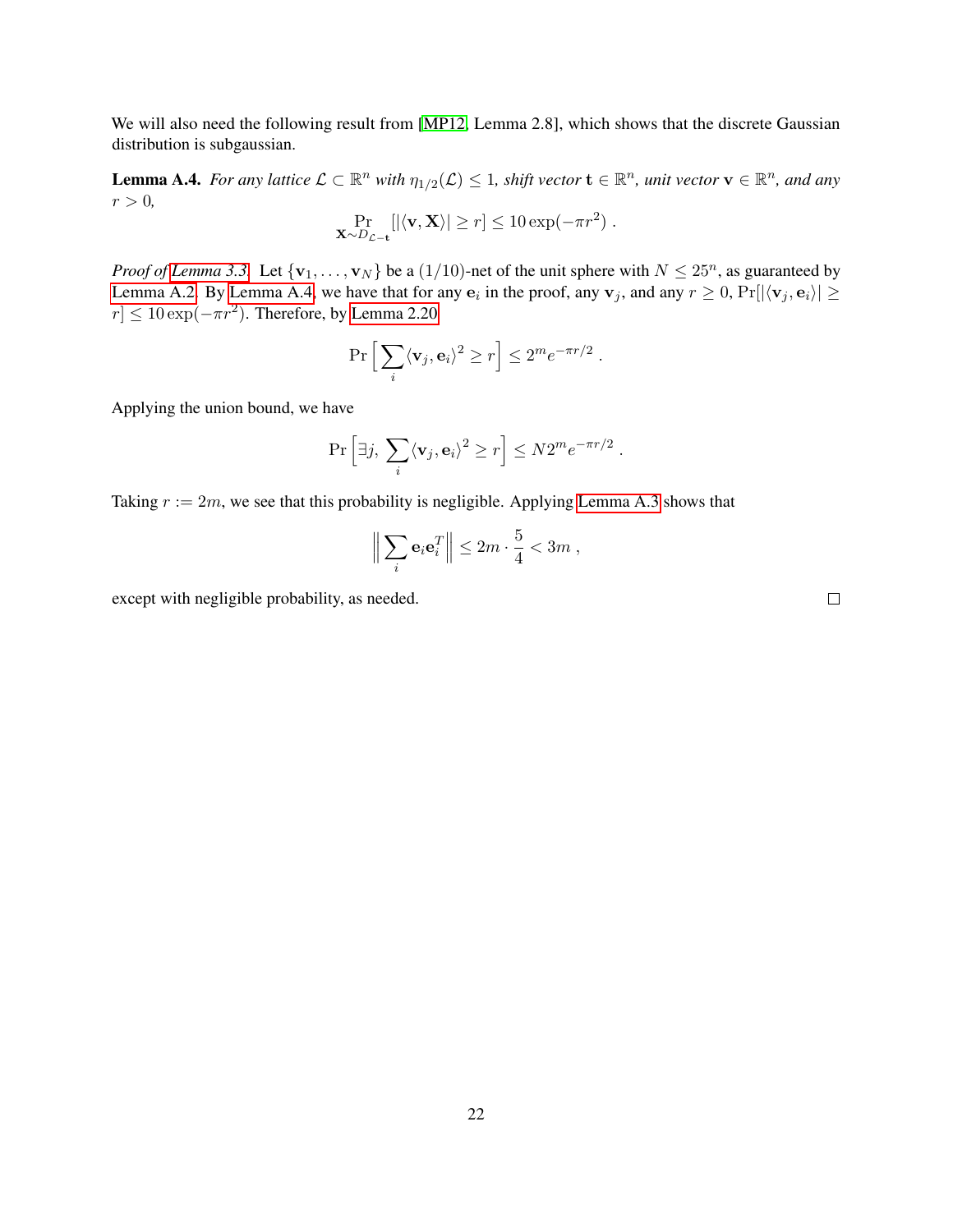We will also need the following result from [MP12, Lemma 2.8], which shows that the discrete Gaussian distribution is subgaussian.

**Lemma A.4.** *For any lattice $\mathcal{L} \subset \mathbb{R}^n$ with $\eta_{1/2}(\mathcal{L}) \le 1$, shift vector $\mathbf{t} \in \mathbb{R}^n$, unit vector $\mathbf{v} \in \mathbb{R}^n$, and any $r > 0$,*

$$\Pr_{\mathbf{X} \sim D_{\mathcal{L}-\mathbf{t}}}[|\langle \mathbf{v}, \mathbf{X} \rangle| \ge r] \le 10 \exp(-\pi r^2) \ .$$

*Proof of Lemma 3.3.* Let $\{\mathbf{v}_1, \ldots, \mathbf{v}_N\}$ be a $(1/10)$-net of the unit sphere with $N \le 25^n$, as guaranteed by Lemma A.2. By Lemma A.4, we have that for any $\mathbf{e}_i$ in the proof, any $\mathbf{v}_j$, and any $r \ge 0$, $\Pr[|\langle \mathbf{v}_j, \mathbf{e}_i \rangle| \ge r] \le 10 \exp(-\pi r^2)$. Therefore, by Lemma 2.20

$$\Pr\Big[\sum_i \langle \mathbf{v}_j, \mathbf{e}_i \rangle^2 \ge r\Big] \le 2^m e^{-\pi r/2} \ .$$

Applying the union bound, we have

$$\Pr\Big[\exists j,\ \sum_i \langle \mathbf{v}_j, \mathbf{e}_i \rangle^2 \ge r\Big] \le N 2^m e^{-\pi r/2} \ .$$

Taking $r := 2m$, we see that this probability is negligible. Applying Lemma A.3 shows that

$$\Big\| \sum_i \mathbf{e}_i \mathbf{e}_i^T \Big\| \le 2m \cdot \frac{5}{4} < 3m \ ,$$

except with negligible probability, as needed. $\square$